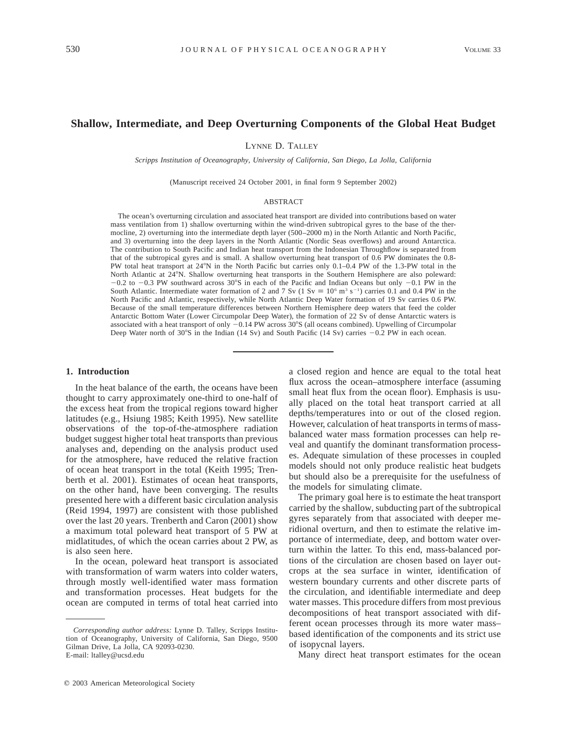# Shallow, Intermediate, and Deep Overturning Components of the Global Heat Budget

LYNNE D. TALLEY

*Scripps Institution of Oceanography, University of California, San Diego, La Jolla, California*

(Manuscript received 24 October 2001, in final form 9 September 2002)

## ABSTRACT

The ocean's overturning circulation and associated heat transport are divided into contributions based on water mass ventilation from 1) shallow overturning within the wind-driven subtropical gyres to the base of the thermocline, 2) overturning into the intermediate depth layer (500–2000 m) in the North Atlantic and North Pacific, and 3) overturning into the deep layers in the North Atlantic (Nordic Seas overflows) and around Antarctica. The contribution to South Pacific and Indian heat transport from the Indonesian Throughflow is separated from that of the subtropical gyres and is small. A shallow overturning heat transport of 0.6 PW dominates the 0.8-PW total heat transport at 24°N in the North Pacific but carries only 0.1–0.4 PW of the 1.3-PW total in the North Atlantic at 24°N. Shallow overturning heat transports in the Southern Hemisphere are also poleward: −0.2 to −0.3 PW southward across 30°S in each of the Pacific and Indian Oceans but only −0.1 PW in the South Atlantic. Intermediate water formation of 2 and 7 Sv (1 Sv ≡ $10^6$ m$^3$ s$^{-1}$) carries 0.1 and 0.4 PW in the North Pacific and Atlantic, respectively, while North Atlantic Deep Water formation of 19 Sv carries 0.6 PW. Because of the small temperature differences between Northern Hemisphere deep waters that feed the colder Antarctic Bottom Water (Lower Circumpolar Deep Water), the formation of 22 Sv of dense Antarctic waters is associated with a heat transport of only −0.14 PW across 30°S (all oceans combined). Upwelling of Circumpolar Deep Water north of 30°S in the Indian (14 Sv) and South Pacific (14 Sv) carries −0.2 PW in each ocean.

## 1. Introduction

In the heat balance of the earth, the oceans have been thought to carry approximately one-third to one-half of the excess heat from the tropical regions toward higher latitudes (e.g., Hsiung 1985; Keith 1995). New satellite observations of the top-of-the-atmosphere radiation budget suggest higher total heat transports than previous analyses and, depending on the analysis product used for the atmosphere, have reduced the relative fraction of ocean heat transport in the total (Keith 1995; Trenberth et al. 2001). Estimates of ocean heat transports, on the other hand, have been converging. The results presented here with a different basic circulation analysis (Reid 1994, 1997) are consistent with those published over the last 20 years. Trenberth and Caron (2001) show a maximum total poleward heat transport of 5 PW at midlatitudes, of which the ocean carries about 2 PW, as is also seen here.

In the ocean, poleward heat transport is associated with transformation of warm waters into colder waters, through mostly well-identified water mass formation and transformation processes. Heat budgets for the ocean are computed in terms of total heat carried into a closed region and hence are equal to the total heat flux across the ocean–atmosphere interface (assuming small heat flux from the ocean floor). Emphasis is usually placed on the total heat transport carried at all depths/temperatures into or out of the closed region. However, calculation of heat transports in terms of mass-balanced water mass formation processes can help reveal and quantify the dominant transformation processes. Adequate simulation of these processes in coupled models should not only produce realistic heat budgets but should also be a prerequisite for the usefulness of the models for simulating climate.

The primary goal here is to estimate the heat transport carried by the shallow, subducting part of the subtropical gyres separately from that associated with deeper meridional overturn, and then to estimate the relative importance of intermediate, deep, and bottom water overturn within the latter. To this end, mass-balanced portions of the circulation are chosen based on layer outcrops at the sea surface in winter, identification of western boundary currents and other discrete parts of the circulation, and identifiable intermediate and deep water masses. This procedure differs from most previous decompositions of heat transport associated with different ocean processes through its more water mass–based identification of the components and its strict use of isopycnal layers.

Many direct heat transport estimates for the ocean

---

*Corresponding author address:* Lynne D. Talley, Scripps Institution of Oceanography, University of California, San Diego, 9500 Gilman Drive, La Jolla, CA 92093-0230.
E-mail: ltalley@ucsd.edu

© 2003 American Meteorological Society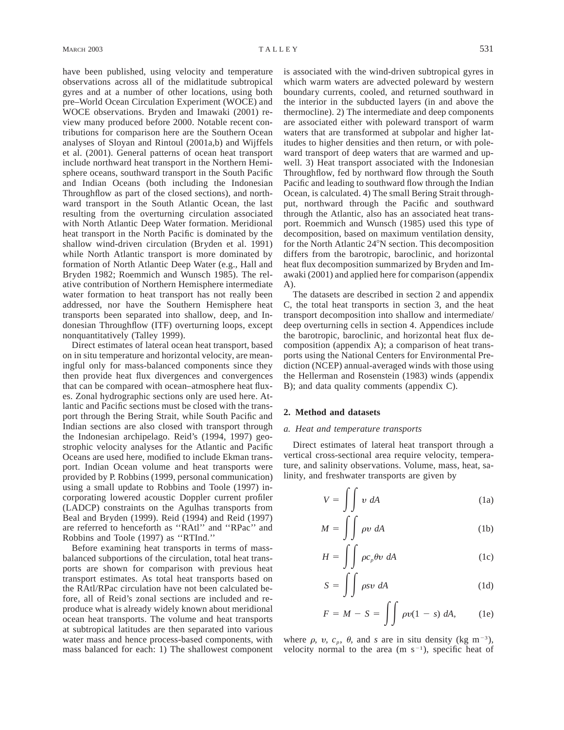have been published, using velocity and temperature observations across all of the midlatitude subtropical gyres and at a number of other locations, using both pre–World Ocean Circulation Experiment (WOCE) and WOCE observations. Bryden and Imawaki (2001) review many produced before 2000. Notable recent contributions for comparison here are the Southern Ocean analyses of Sloyan and Rintoul (2001a,b) and Wijffels et al. (2001). General patterns of ocean heat transport include northward heat transport in the Northern Hemisphere oceans, southward transport in the South Pacific and Indian Oceans (both including the Indonesian Throughflow as part of the closed sections), and northward transport in the South Atlantic Ocean, the last resulting from the overturning circulation associated with North Atlantic Deep Water formation. Meridional heat transport in the North Pacific is dominated by the shallow wind-driven circulation (Bryden et al. 1991) while North Atlantic transport is more dominated by formation of North Atlantic Deep Water (e.g., Hall and Bryden 1982; Roemmich and Wunsch 1985). The relative contribution of Northern Hemisphere intermediate water formation to heat transport has not really been addressed, nor have the Southern Hemisphere heat transports been separated into shallow, deep, and Indonesian Throughflow (ITF) overturning loops, except nonquantitatively (Talley 1999).

Direct estimates of lateral ocean heat transport, based on in situ temperature and horizontal velocity, are meaningful only for mass-balanced components since they then provide heat flux divergences and convergences that can be compared with ocean–atmosphere heat fluxes. Zonal hydrographic sections only are used here. Atlantic and Pacific sections must be closed with the transport through the Bering Strait, while South Pacific and Indian sections are also closed with transport through the Indonesian archipelago. Reid's (1994, 1997) geostrophic velocity analyses for the Atlantic and Pacific Oceans are used here, modified to include Ekman transport. Indian Ocean volume and heat transports were provided by P. Robbins (1999, personal communication) using a small update to Robbins and Toole (1997) incorporating lowered acoustic Doppler current profiler (LADCP) constraints on the Agulhas transports from Beal and Bryden (1999). Reid (1994) and Reid (1997) are referred to henceforth as ''RAtl'' and ''RPac'' and Robbins and Toole (1997) as ''RTInd.''

Before examining heat transports in terms of mass-balanced subportions of the circulation, total heat transports are shown for comparison with previous heat transport estimates. As total heat transports based on the RAtl/RPac circulation have not been calculated before, all of Reid's zonal sections are included and reproduce what is already widely known about meridional ocean heat transports. The volume and heat transports at subtropical latitudes are then separated into various water mass and hence process-based components, with mass balanced for each: 1) The shallowest component is associated with the wind-driven subtropical gyres in which warm waters are advected poleward by western boundary currents, cooled, and returned southward in the interior in the subducted layers (in and above the thermocline). 2) The intermediate and deep components are associated either with poleward transport of warm waters that are transformed at subpolar and higher latitudes to higher densities and then return, or with poleward transport of deep waters that are warmed and upwell. 3) Heat transport associated with the Indonesian Throughflow, fed by northward flow through the South Pacific and leading to southward flow through the Indian Ocean, is calculated. 4) The small Bering Strait throughput, northward through the Pacific and southward through the Atlantic, also has an associated heat transport. Roemmich and Wunsch (1985) used this type of decomposition, based on maximum ventilation density, for the North Atlantic 24°N section. This decomposition differs from the barotropic, baroclinic, and horizontal heat flux decomposition summarized by Bryden and Imawaki (2001) and applied here for comparison (appendix A).

The datasets are described in section 2 and appendix C, the total heat transports in section 3, and the heat transport decomposition into shallow and intermediate/deep overturning cells in section 4. Appendices include the barotropic, baroclinic, and horizontal heat flux decomposition (appendix A); a comparison of heat transports using the National Centers for Environmental Prediction (NCEP) annual-averaged winds with those using the Hellerman and Rosenstein (1983) winds (appendix B); and data quality comments (appendix C).

## 2. Method and datasets

### *a. Heat and temperature transports*

Direct estimates of lateral heat transport through a vertical cross-sectional area require velocity, temperature, and salinity observations. Volume, mass, heat, salinity, and freshwater transports are given by

$$V = \iint v \; dA \tag{1a}$$

$$M = \iint \rho v \; dA \tag{1b}$$

$$H = \iint \rho c_p \theta v \; dA \tag{1c}$$

$$S = \iint \rho s v \; dA \tag{1d}$$

$$F = M - S = \iint \rho v (1 - s) \; dA, \tag{1e}$$

where $\rho$, $v$, $c_p$, $\theta$, and $s$ are in situ density (kg m$^{-3}$), velocity normal to the area (m s$^{-1}$), specific heat of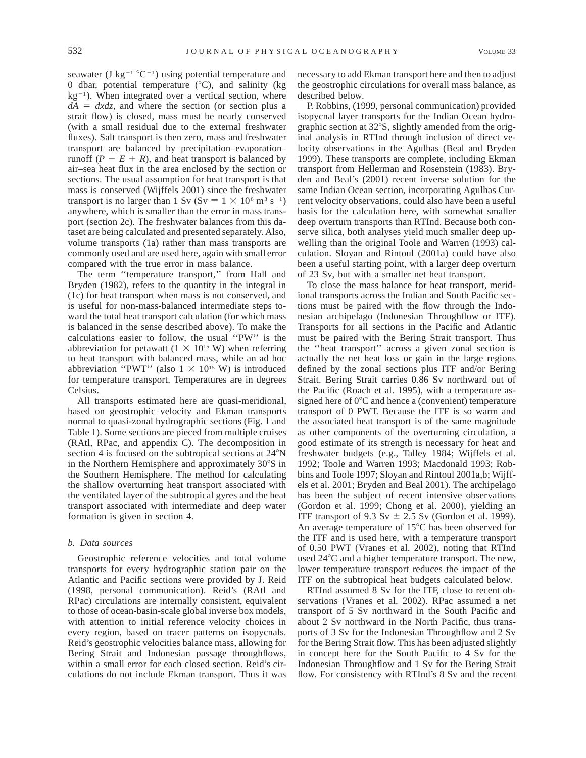seawater (J kg$^{-1}$ °C$^{-1}$) using potential temperature and 0 dbar, potential temperature (°C), and salinity (kg kg$^{-1}$). When integrated over a vertical section, where $dA = dxdz$, and where the section (or section plus a strait flow) is closed, mass must be nearly conserved (with a small residual due to the external freshwater fluxes). Salt transport is then zero, mass and freshwater transport are balanced by precipitation–evaporation–runoff ($P - E + R$), and heat transport is balanced by air–sea heat flux in the area enclosed by the section or sections. The usual assumption for heat transport is that mass is conserved (Wijffels 2001) since the freshwater transport is no larger than 1 Sv (Sv $\equiv 1 \times 10^{6}$ m$^{3}$ s$^{-1}$) anywhere, which is smaller than the error in mass transport (section 2c). The freshwater balances from this dataset are being calculated and presented separately. Also, volume transports (1a) rather than mass transports are commonly used and are used here, again with small error compared with the true error in mass balance.

The term ''temperature transport,'' from Hall and Bryden (1982), refers to the quantity in the integral in (1c) for heat transport when mass is not conserved, and is useful for non-mass-balanced intermediate steps toward the total heat transport calculation (for which mass is balanced in the sense described above). To make the calculations easier to follow, the usual ''PW'' is the abbreviation for petawatt ($1 \times 10^{15}$ W) when referring to heat transport with balanced mass, while an ad hoc abbreviation ''PWT'' (also $1 \times 10^{15}$ W) is introduced for temperature transport. Temperatures are in degrees Celsius.

All transports estimated here are quasi-meridional, based on geostrophic velocity and Ekman transports normal to quasi-zonal hydrographic sections (Fig. 1 and Table 1). Some sections are pieced from multiple cruises (RAtl, RPac, and appendix C). The decomposition in section 4 is focused on the subtropical sections at 24°N in the Northern Hemisphere and approximately 30°S in the Southern Hemisphere. The method for calculating the shallow overturning heat transport associated with the ventilated layer of the subtropical gyres and the heat transport associated with intermediate and deep water formation is given in section 4.

### *b. Data sources*

Geostrophic reference velocities and total volume transports for every hydrographic station pair on the Atlantic and Pacific sections were provided by J. Reid (1998, personal communication). Reid's (RAtl and RPac) circulations are internally consistent, equivalent to those of ocean-basin-scale global inverse box models, with attention to initial reference velocity choices in every region, based on tracer patterns on isopycnals. Reid's geostrophic velocities balance mass, allowing for Bering Strait and Indonesian passage throughflows, within a small error for each closed section. Reid's circulations do not include Ekman transport. Thus it was necessary to add Ekman transport here and then to adjust the geostrophic circulations for overall mass balance, as described below.

P. Robbins, (1999, personal communication) provided isopycnal layer transports for the Indian Ocean hydrographic section at 32°S, slightly amended from the original analysis in RTInd through inclusion of direct velocity observations in the Agulhas (Beal and Bryden 1999). These transports are complete, including Ekman transport from Hellerman and Rosenstein (1983). Bryden and Beal's (2001) recent inverse solution for the same Indian Ocean section, incorporating Agulhas Current velocity observations, could also have been a useful basis for the calculation here, with somewhat smaller deep overturn transports than RTInd. Because both conserve silica, both analyses yield much smaller deep upwelling than the original Toole and Warren (1993) calculation. Sloyan and Rintoul (2001a) could have also been a useful starting point, with a larger deep overturn of 23 Sv, but with a smaller net heat transport.

To close the mass balance for heat transport, meridional transports across the Indian and South Pacific sections must be paired with the flow through the Indonesian archipelago (Indonesian Throughflow or ITF). Transports for all sections in the Pacific and Atlantic must be paired with the Bering Strait transport. Thus the ''heat transport'' across a given zonal section is actually the net heat loss or gain in the large regions defined by the zonal sections plus ITF and/or Bering Strait. Bering Strait carries 0.86 Sv northward out of the Pacific (Roach et al. 1995), with a temperature assigned here of 0°C and hence a (convenient) temperature transport of 0 PWT. Because the ITF is so warm and the associated heat transport is of the same magnitude as other components of the overturning circulation, a good estimate of its strength is necessary for heat and freshwater budgets (e.g., Talley 1984; Wijffels et al. 1992; Toole and Warren 1993; Macdonald 1993; Robbins and Toole 1997; Sloyan and Rintoul 2001a,b; Wijffels et al. 2001; Bryden and Beal 2001). The archipelago has been the subject of recent intensive observations (Gordon et al. 1999; Chong et al. 2000), yielding an ITF transport of 9.3 Sv ± 2.5 Sv (Gordon et al. 1999). An average temperature of 15°C has been observed for the ITF and is used here, with a temperature transport of 0.50 PWT (Vranes et al. 2002), noting that RTInd used 24°C and a higher temperature transport. The new, lower temperature transport reduces the impact of the ITF on the subtropical heat budgets calculated below.

RTInd assumed 8 Sv for the ITF, close to recent observations (Vranes et al. 2002). RPac assumed a net transport of 5 Sv northward in the South Pacific and about 2 Sv northward in the North Pacific, thus transports of 3 Sv for the Indonesian Throughflow and 2 Sv for the Bering Strait flow. This has been adjusted slightly in concept here for the South Pacific to 4 Sv for the Indonesian Throughflow and 1 Sv for the Bering Strait flow. For consistency with RTInd's 8 Sv and the recent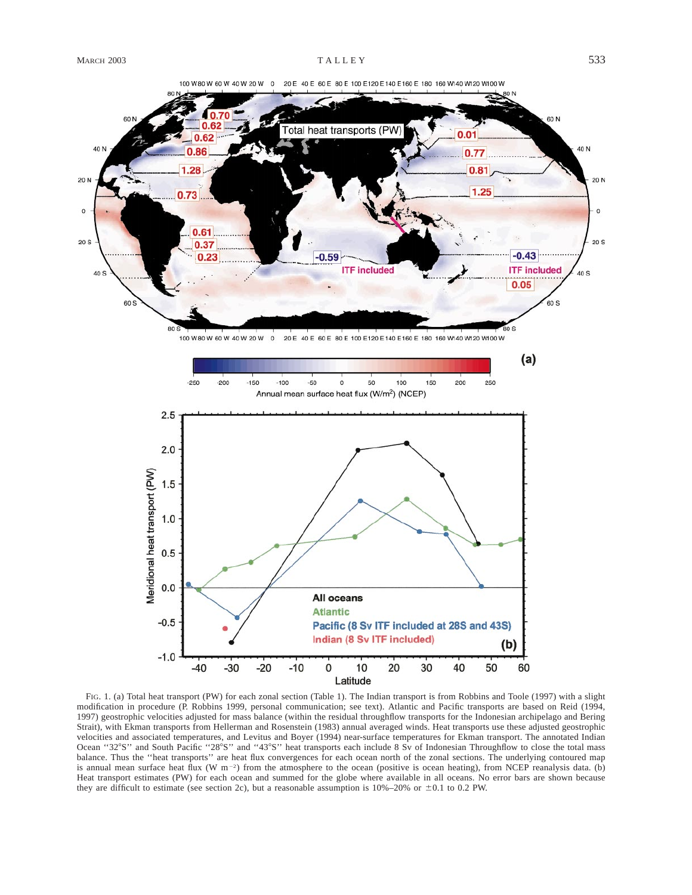FIG. 1. (a) Total heat transport (PW) for each zonal section (Table 1). The Indian transport is from Robbins and Toole (1997) with a slight modification in procedure (P. Robbins 1999, personal communication; see text). Atlantic and Pacific transports are based on Reid (1994, 1997) geostrophic velocities adjusted for mass balance (within the residual throughflow transports for the Indonesian archipelago and Bering Strait), with Ekman transports from Hellerman and Rosenstein (1983) annual averaged winds. Heat transports use these adjusted geostrophic velocities and associated temperatures, and Levitus and Boyer (1994) near-surface temperatures for Ekman transport. The annotated Indian Ocean "32°S" and South Pacific "28°S" and "43°S" heat transports each include 8 Sv of Indonesian Throughflow to close the total mass balance. Thus the "heat transports" are heat flux convergences for each ocean north of the zonal sections. The underlying contoured map is annual mean surface heat flux (W m$^{-2}$) from the atmosphere to the ocean (positive is ocean heating), from NCEP reanalysis data. (b) Heat transport estimates (PW) for each ocean and summed for the globe where available in all oceans. No error bars are shown because they are difficult to estimate (see section 2c), but a reasonable assumption is 10%–20% or ±0.1 to 0.2 PW.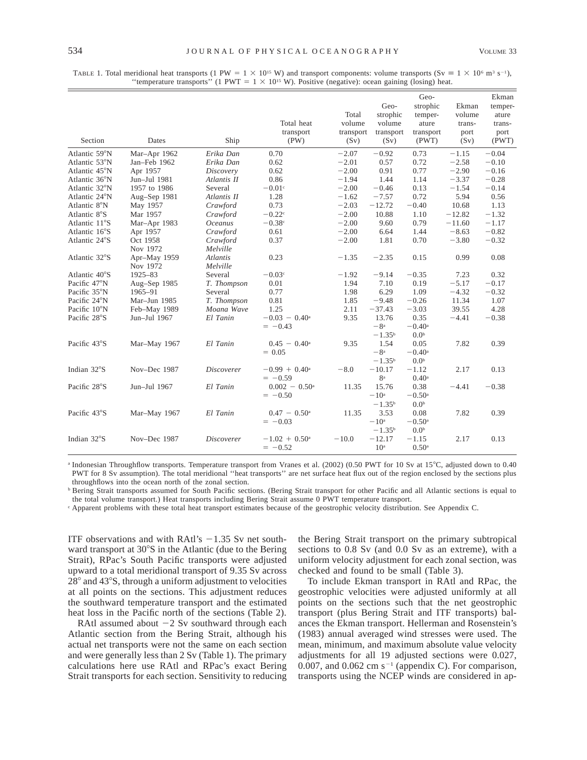TABLE 1. Total meridional heat transports (1 PW = 1 × $10^{15}$ W) and transport components: volume transports (Sv ≡ 1 × $10^{6}$ m$^{3}$ s$^{-1}$), ''temperature transports'' (1 PWT = 1 × $10^{15}$ W). Positive (negative): ocean gaining (losing) heat.

| Section | Dates | Ship | Total heat transport (PW) | Total volume transport (Sv) | Geostrophic volume transport (Sv) | Geostrophic temperature transport (PWT) | Ekman volume transport (Sv) | Ekman temperature transport (PWT) |
|---|---|---|---|---|---|---|---|---|
| Atlantic 59°N | Mar–Apr 1962 | *Erika Dan* | 0.70 | −2.07 | −0.92 | 0.73 | −1.15 | −0.04 |
| Atlantic 53°N | Jan–Feb 1962 | *Erika Dan* | 0.62 | −2.01 | 0.57 | 0.72 | −2.58 | −0.10 |
| Atlantic 45°N | Apr 1957 | *Discovery* | 0.62 | −2.00 | 0.91 | 0.77 | −2.90 | −0.16 |
| Atlantic 36°N | Jun–Jul 1981 | *Atlantis II* | 0.86 | −1.94 | 1.44 | 1.14 | −3.37 | −0.28 |
| Atlantic 32°N | 1957 to 1986 | Several | −0.01[c] | −2.00 | −0.46 | 0.13 | −1.54 | −0.14 |
| Atlantic 24°N | Aug–Sep 1981 | *Atlantis II* | 1.28 | −1.62 | −7.57 | 0.72 | 5.94 | 0.56 |
| Atlantic 8°N | May 1957 | *Crawford* | 0.73 | −2.03 | −12.72 | −0.40 | 10.68 | 1.13 |
| Atlantic 8°S | Mar 1957 | *Crawford* | −0.22[c] | −2.00 | 10.88 | 1.10 | −12.82 | −1.32 |
| Atlantic 11°S | Mar–Apr 1983 | *Oceanus* | −0.38[c] | −2.00 | 9.60 | 0.79 | −11.60 | −1.17 |
| Atlantic 16°S | Apr 1957 | *Crawford* | 0.61 | −2.00 | 6.64 | 1.44 | −8.63 | −0.82 |
| Atlantic 24°S | Oct 1958<br>Nov 1972 | *Crawford*<br>*Melville* | 0.37 | −2.00 | 1.81 | 0.70 | −3.80 | −0.32 |
| Atlantic 32°S | Apr–May 1959<br>Nov 1972 | *Atlantis*<br>*Melville* | 0.23 | −1.35 | −2.35 | 0.15 | 0.99 | 0.08 |
| Atlantic 40°S | 1925–83 | Several | −0.03[c] | −1.92 | −9.14 | −0.35 | 7.23 | 0.32 |
| Pacific 47°N | Aug–Sep 1985 | *T. Thompson* | 0.01 | 1.94 | 7.10 | 0.19 | −5.17 | −0.17 |
| Pacific 35°N | 1965–91 | Several | 0.77 | 1.98 | 6.29 | 1.09 | −4.32 | −0.32 |
| Pacific 24°N | Mar–Jun 1985 | *T. Thompson* | 0.81 | 1.85 | −9.48 | −0.26 | 11.34 | 1.07 |
| Pacific 10°N | Feb–May 1989 | *Moana Wave* | 1.25 | 2.11 | −37.43 | −3.03 | 39.55 | 4.28 |
| Pacific 28°S | Jun–Jul 1967 | *El Tanin* | −0.03 − 0.40[a]<br>= −0.43 | 9.35 | 13.76<br>−8[a]<br>−1.35[b] | 0.35<br>−0.40[a]<br>0.0[b] | −4.41 | −0.38 |
| Pacific 43°S | Mar–May 1967 | *El Tanin* | 0.45 − 0.40[a]<br>= 0.05 | 9.35 | 1.54<br>−8[a]<br>−1.35[b] | 0.05<br>−0.40[a]<br>0.0[b] | 7.82 | 0.39 |
| Indian 32°S | Nov–Dec 1987 | *Discoverer* | −0.99 + 0.40[a]<br>= −0.59 | −8.0 | −10.17<br>8[a] | −1.12<br>0.40[a] | 2.17 | 0.13 |
| Pacific 28°S | Jun–Jul 1967 | *El Tanin* | 0.002 − 0.50[a]<br>= −0.50 | 11.35 | 15.76<br>−10[a]<br>−1.35[b] | 0.38<br>−0.50[a]<br>0.0[b] | −4.41 | −0.38 |
| Pacific 43°S | Mar–May 1967 | *El Tanin* | 0.47 − 0.50[a]<br>= −0.03 | 11.35 | 3.53<br>−10[a]<br>−1.35[b] | 0.08<br>−0.50[a]<br>0.0[b] | 7.82 | 0.39 |
| Indian 32°S | Nov–Dec 1987 | *Discoverer* | −1.02 + 0.50[a]<br>= −0.52 | −10.0 | −12.17<br>10[a] | −1.15<br>0.50[a] | 2.17 | 0.13 |

[a] Indonesian Throughflow transports. Temperature transport from Vranes et al. (2002) (0.50 PWT for 10 Sv at 15°C, adjusted down to 0.40 PWT for 8 Sv assumption). The total meridional ''heat transports'' are net surface heat flux out of the region enclosed by the sections plus throughflows into the ocean north of the zonal section.

[b] Bering Strait transports assumed for South Pacific sections. (Bering Strait transport for other Pacific and all Atlantic sections is equal to the total volume transport.) Heat transports including Bering Strait assume 0 PWT temperature transport.

[c] Apparent problems with these total heat transport estimates because of the geostrophic velocity distribution. See Appendix C.

ITF observations and with RAtl's −1.35 Sv net southward transport at 30°S in the Atlantic (due to the Bering Strait), RPac's South Pacific transports were adjusted upward to a total meridional transport of 9.35 Sv across 28° and 43°S, through a uniform adjustment to velocities at all points on the sections. This adjustment reduces the southward temperature transport and the estimated heat loss in the Pacific north of the sections (Table 2).

RAtl assumed about −2 Sv southward through each Atlantic section from the Bering Strait, although his actual net transports were not the same on each section and were generally less than 2 Sv (Table 1). The primary calculations here use RAtl and RPac's exact Bering Strait transports for each section. Sensitivity to reducing the Bering Strait transport on the primary subtropical sections to 0.8 Sv (and 0.0 Sv as an extreme), with a uniform velocity adjustment for each zonal section, was checked and found to be small (Table 3).

To include Ekman transport in RAtl and RPac, the geostrophic velocities were adjusted uniformly at all points on the sections such that the net geostrophic transport (plus Bering Strait and ITF transports) balances the Ekman transport. Hellerman and Rosenstein's (1983) annual averaged wind stresses were used. The mean, minimum, and maximum absolute value velocity adjustments for all 19 adjusted sections were 0.027, 0.007, and 0.062 cm s$^{-1}$ (appendix C). For comparison, transports using the NCEP winds are considered in ap-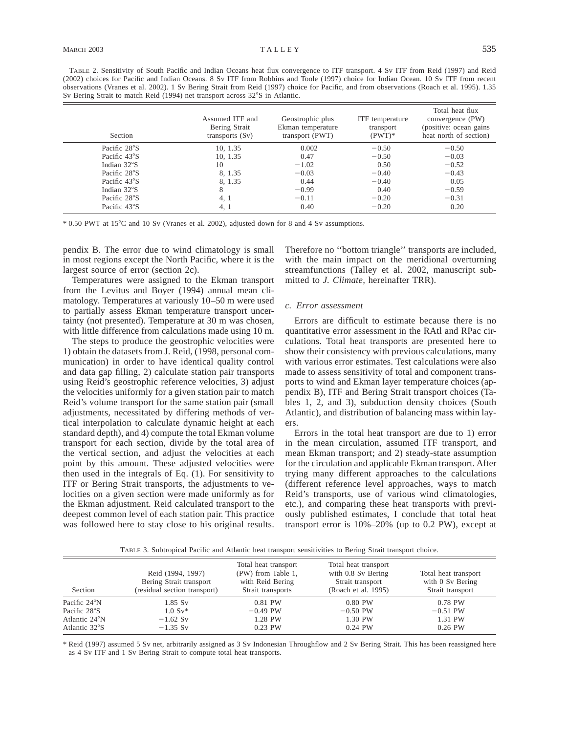TABLE 2. Sensitivity of South Pacific and Indian Oceans heat flux convergence to ITF transport. 4 Sv ITF from Reid (1997) and Reid (2002) choices for Pacific and Indian Oceans. 8 Sv ITF from Robbins and Toole (1997) choice for Indian Ocean. 10 Sv ITF from recent observations (Vranes et al. 2002). 1 Sv Bering Strait from Reid (1997) choice for Pacific, and from observations (Roach et al. 1995). 1.35 Sv Bering Strait to match Reid (1994) net transport across 32°S in Atlantic.

| Section | Assumed ITF and Bering Strait transports (Sv) | Geostrophic plus Ekman temperature transport (PWT) | ITF temperature transport (PWT)* | Total heat flux convergence (PW) (positive: ocean gains heat north of section) |
|---|---|---|---|---|
| Pacific 28°S | 10, 1.35 | 0.002 | −0.50 | −0.50 |
| Pacific 43°S | 10, 1.35 | 0.47 | −0.50 | −0.03 |
| Indian 32°S | 10 | −1.02 | 0.50 | −0.52 |
| Pacific 28°S | 8, 1.35 | −0.03 | −0.40 | −0.43 |
| Pacific 43°S | 8, 1.35 | 0.44 | −0.40 | 0.05 |
| Indian 32°S | 8 | −0.99 | 0.40 | −0.59 |
| Pacific 28°S | 4, 1 | −0.11 | −0.20 | −0.31 |
| Pacific 43°S | 4, 1 | 0.40 | −0.20 | 0.20 |

* 0.50 PWT at 15°C and 10 Sv (Vranes et al. 2002), adjusted down for 8 and 4 Sv assumptions.

pendix B. The error due to wind climatology is small in most regions except the North Pacific, where it is the largest source of error (section 2c).

Temperatures were assigned to the Ekman transport from the Levitus and Boyer (1994) annual mean climatology. Temperatures at variously 10–50 m were used to partially assess Ekman temperature transport uncertainty (not presented). Temperature at 30 m was chosen, with little difference from calculations made using 10 m.

The steps to produce the geostrophic velocities were 1) obtain the datasets from J. Reid, (1998, personal communication) in order to have identical quality control and data gap filling, 2) calculate station pair transports using Reid's geostrophic reference velocities, 3) adjust the velocities uniformly for a given station pair to match Reid's volume transport for the same station pair (small adjustments, necessitated by differing methods of vertical interpolation to calculate dynamic height at each standard depth), and 4) compute the total Ekman volume transport for each section, divide by the total area of the vertical section, and adjust the velocities at each point by this amount. These adjusted velocities were then used in the integrals of Eq. (1). For sensitivity to ITF or Bering Strait transports, the adjustments to velocities on a given section were made uniformly as for the Ekman adjustment. Reid calculated transport to the deepest common level of each station pair. This practice was followed here to stay close to his original results. Therefore no "bottom triangle" transports are included, with the main impact on the meridional overturning streamfunctions (Talley et al. 2002, manuscript submitted to *J. Climate*, hereinafter TRR).

### *c. Error assessment*

Errors are difficult to estimate because there is no quantitative error assessment in the RAtl and RPac circulations. Total heat transports are presented here to show their consistency with previous calculations, many with various error estimates. Test calculations were also made to assess sensitivity of total and component transports to wind and Ekman layer temperature choices (appendix B), ITF and Bering Strait transport choices (Tables 1, 2, and 3), subduction density choices (South Atlantic), and distribution of balancing mass within layers.

Errors in the total heat transport are due to 1) error in the mean circulation, assumed ITF transport, and mean Ekman transport; and 2) steady-state assumption for the circulation and applicable Ekman transport. After trying many different approaches to the calculations (different reference level approaches, ways to match Reid's transports, use of various wind climatologies, etc.), and comparing these heat transports with previously published estimates, I conclude that total heat transport error is 10%–20% (up to 0.2 PW), except at

TABLE 3. Subtropical Pacific and Atlantic heat transport sensitivities to Bering Strait transport choice.

| Section | Reid (1994, 1997) Bering Strait transport (residual section transport) | Total heat transport (PW) from Table 1, with Reid Bering Strait transports | Total heat transport with 0.8 Sv Bering Strait transport (Roach et al. 1995) | Total heat transport with 0 Sv Bering Strait transport |
|---|---|---|---|---|
| Pacific 24°N | 1.85 Sv | 0.81 PW | 0.80 PW | 0.78 PW |
| Pacific 28°S | 1.0 Sv* | −0.49 PW | −0.50 PW | −0.51 PW |
| Atlantic 24°N | −1.62 Sv | 1.28 PW | 1.30 PW | 1.31 PW |
| Atlantic 32°S | −1.35 Sv | 0.23 PW | 0.24 PW | 0.26 PW |

* Reid (1997) assumed 5 Sv net, arbitrarily assigned as 3 Sv Indonesian Throughflow and 2 Sv Bering Strait. This has been reassigned here as 4 Sv ITF and 1 Sv Bering Strait to compute total heat transports.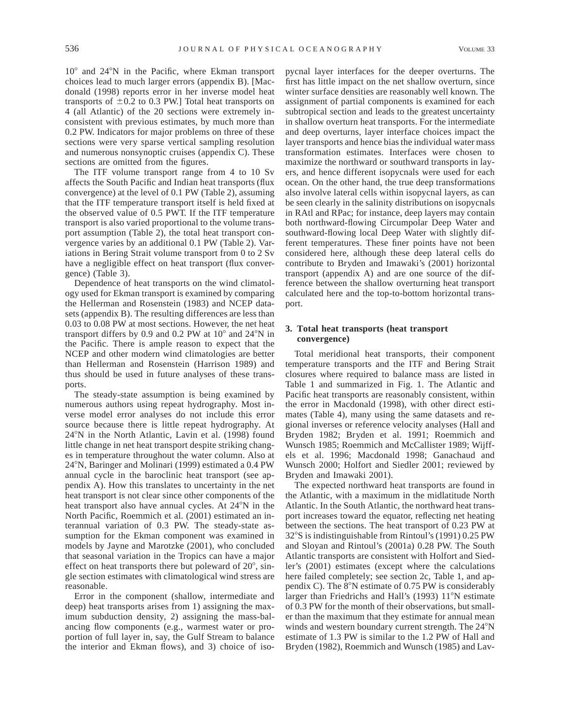10° and 24°N in the Pacific, where Ekman transport choices lead to much larger errors (appendix B). [Macdonald (1998) reports error in her inverse model heat transports of ±0.2 to 0.3 PW.] Total heat transports on 4 (all Atlantic) of the 20 sections were extremely inconsistent with previous estimates, by much more than 0.2 PW. Indicators for major problems on three of these sections were very sparse vertical sampling resolution and numerous nonsynoptic cruises (appendix C). These sections are omitted from the figures.

The ITF volume transport range from 4 to 10 Sv affects the South Pacific and Indian heat transports (flux convergence) at the level of 0.1 PW (Table 2), assuming that the ITF temperature transport itself is held fixed at the observed value of 0.5 PWT. If the ITF temperature transport is also varied proportional to the volume transport assumption (Table 2), the total heat transport convergence varies by an additional 0.1 PW (Table 2). Variations in Bering Strait volume transport from 0 to 2 Sv have a negligible effect on heat transport (flux convergence) (Table 3).

Dependence of heat transports on the wind climatology used for Ekman transport is examined by comparing the Hellerman and Rosenstein (1983) and NCEP datasets (appendix B). The resulting differences are less than 0.03 to 0.08 PW at most sections. However, the net heat transport differs by 0.9 and 0.2 PW at 10° and 24°N in the Pacific. There is ample reason to expect that the NCEP and other modern wind climatologies are better than Hellerman and Rosenstein (Harrison 1989) and thus should be used in future analyses of these transports.

The steady-state assumption is being examined by numerous authors using repeat hydrography. Most inverse model error analyses do not include this error source because there is little repeat hydrography. At 24°N in the North Atlantic, Lavin et al. (1998) found little change in net heat transport despite striking changes in temperature throughout the water column. Also at 24°N, Baringer and Molinari (1999) estimated a 0.4 PW annual cycle in the baroclinic heat transport (see appendix A). How this translates to uncertainty in the net heat transport is not clear since other components of the heat transport also have annual cycles. At 24°N in the North Pacific, Roemmich et al. (2001) estimated an interannual variation of 0.3 PW. The steady-state assumption for the Ekman component was examined in models by Jayne and Marotzke (2001), who concluded that seasonal variation in the Tropics can have a major effect on heat transports there but poleward of 20°, single section estimates with climatological wind stress are reasonable.

Error in the component (shallow, intermediate and deep) heat transports arises from 1) assigning the maximum subduction density, 2) assigning the mass-balancing flow components (e.g., warmest water or proportion of full layer in, say, the Gulf Stream to balance the interior and Ekman flows), and 3) choice of isopycnal layer interfaces for the deeper overturns. The first has little impact on the net shallow overturn, since winter surface densities are reasonably well known. The assignment of partial components is examined for each subtropical section and leads to the greatest uncertainty in shallow overturn heat transports. For the intermediate and deep overturns, layer interface choices impact the layer transports and hence bias the individual water mass transformation estimates. Interfaces were chosen to maximize the northward or southward transports in layers, and hence different isopycnals were used for each ocean. On the other hand, the true deep transformations also involve lateral cells within isopycnal layers, as can be seen clearly in the salinity distributions on isopycnals in RAtl and RPac; for instance, deep layers may contain both northward-flowing Circumpolar Deep Water and southward-flowing local Deep Water with slightly different temperatures. These finer points have not been considered here, although these deep lateral cells do contribute to Bryden and Imawaki's (2001) horizontal transport (appendix A) and are one source of the difference between the shallow overturning heat transport calculated here and the top-to-bottom horizontal transport.

## 3. Total heat transports (heat transport convergence)

Total meridional heat transports, their component temperature transports and the ITF and Bering Strait closures where required to balance mass are listed in Table 1 and summarized in Fig. 1. The Atlantic and Pacific heat transports are reasonably consistent, within the error in Macdonald (1998), with other direct estimates (Table 4), many using the same datasets and regional inverses or reference velocity analyses (Hall and Bryden 1982; Bryden et al. 1991; Roemmich and Wunsch 1985; Roemmich and McCallister 1989; Wijffels et al. 1996; Macdonald 1998; Ganachaud and Wunsch 2000; Holfort and Siedler 2001; reviewed by Bryden and Imawaki 2001).

The expected northward heat transports are found in the Atlantic, with a maximum in the midlatitude North Atlantic. In the South Atlantic, the northward heat transport increases toward the equator, reflecting net heating between the sections. The heat transport of 0.23 PW at 32°S is indistinguishable from Rintoul's (1991) 0.25 PW and Sloyan and Rintoul's (2001a) 0.28 PW. The South Atlantic transports are consistent with Holfort and Siedler's (2001) estimates (except where the calculations here failed completely; see section 2c, Table 1, and appendix C). The 8°N estimate of 0.75 PW is considerably larger than Friedrichs and Hall's (1993) 11°N estimate of 0.3 PW for the month of their observations, but smaller than the maximum that they estimate for annual mean winds and western boundary current strength. The 24°N estimate of 1.3 PW is similar to the 1.2 PW of Hall and Bryden (1982), Roemmich and Wunsch (1985) and Lav-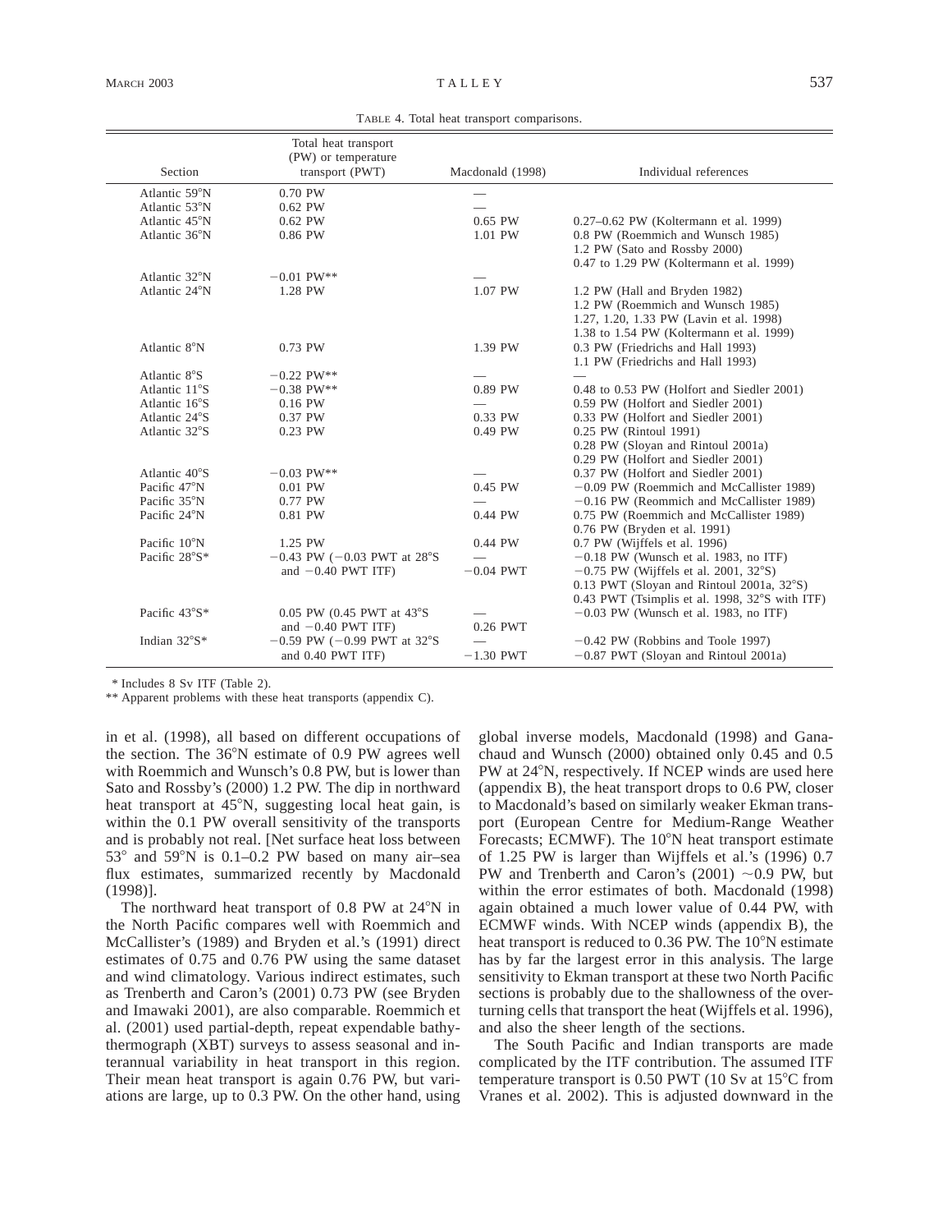TABLE 4. Total heat transport comparisons.

| Section | Total heat transport (PW) or temperature transport (PWT) | Macdonald (1998) | Individual references |
|---|---|---|---|
| Atlantic 59°N | 0.70 PW | — | |
| Atlantic 53°N | 0.62 PW | — | |
| Atlantic 45°N | 0.62 PW | 0.65 PW | 0.27–0.62 PW (Koltermann et al. 1999) |
| Atlantic 36°N | 0.86 PW | 1.01 PW | 0.8 PW (Roemmich and Wunsch 1985) |
| | | | 1.2 PW (Sato and Rossby 2000) |
| | | | 0.47 to 1.29 PW (Koltermann et al. 1999) |
| Atlantic 32°N | −0.01 PW** | — | |
| Atlantic 24°N | 1.28 PW | 1.07 PW | 1.2 PW (Hall and Bryden 1982) |
| | | | 1.2 PW (Roemmich and Wunsch 1985) |
| | | | 1.27, 1.20, 1.33 PW (Lavin et al. 1998) |
| | | | 1.38 to 1.54 PW (Koltermann et al. 1999) |
| Atlantic 8°N | 0.73 PW | 1.39 PW | 0.3 PW (Friedrichs and Hall 1993) |
| | | | 1.1 PW (Friedrichs and Hall 1993) |
| Atlantic 8°S | −0.22 PW** | — | — |
| Atlantic 11°S | −0.38 PW** | 0.89 PW | 0.48 to 0.53 PW (Holfort and Siedler 2001) |
| Atlantic 16°S | 0.16 PW | — | 0.59 PW (Holfort and Siedler 2001) |
| Atlantic 24°S | 0.37 PW | 0.33 PW | 0.33 PW (Holfort and Siedler 2001) |
| Atlantic 32°S | 0.23 PW | 0.49 PW | 0.25 PW (Rintoul 1991) |
| | | | 0.28 PW (Sloyan and Rintoul 2001a) |
| | | | 0.29 PW (Holfort and Siedler 2001) |
| Atlantic 40°S | −0.03 PW** | — | 0.37 PW (Holfort and Siedler 2001) |
| Pacific 47°N | 0.01 PW | 0.45 PW | −0.09 PW (Roemmich and McCallister 1989) |
| Pacific 35°N | 0.77 PW | — | −0.16 PW (Reommich and McCallister 1989) |
| Pacific 24°N | 0.81 PW | 0.44 PW | 0.75 PW (Roemmich and McCallister 1989) |
| | | | 0.76 PW (Bryden et al. 1991) |
| Pacific 10°N | 1.25 PW | 0.44 PW | 0.7 PW (Wijffels et al. 1996) |
| Pacific 28°S* | −0.43 PW (−0.03 PWT at 28°S | — | −0.18 PW (Wunsch et al. 1983, no ITF) |
| | and −0.40 PWT ITF) | −0.04 PWT | −0.75 PW (Wijffels et al. 2001, 32°S) |
| | | | 0.13 PWT (Sloyan and Rintoul 2001a, 32°S) |
| | | | 0.43 PWT (Tsimplis et al. 1998, 32°S with ITF) |
| Pacific 43°S* | 0.05 PW (0.45 PWT at 43°S | — | −0.03 PW (Wunsch et al. 1983, no ITF) |
| | and −0.40 PWT ITF) | 0.26 PWT | |
| Indian 32°S* | −0.59 PW (−0.99 PWT at 32°S | — | −0.42 PW (Robbins and Toole 1997) |
| | and 0.40 PWT ITF) | −1.30 PWT | −0.87 PWT (Sloyan and Rintoul 2001a) |

\* Includes 8 Sv ITF (Table 2).

** Apparent problems with these heat transports (appendix C).

in et al. (1998), all based on different occupations of the section. The 36°N estimate of 0.9 PW agrees well with Roemmich and Wunsch's 0.8 PW, but is lower than Sato and Rossby's (2000) 1.2 PW. The dip in northward heat transport at 45°N, suggesting local heat gain, is within the 0.1 PW overall sensitivity of the transports and is probably not real. [Net surface heat loss between 53° and 59°N is 0.1–0.2 PW based on many air–sea flux estimates, summarized recently by Macdonald (1998)].

The northward heat transport of 0.8 PW at 24°N in the North Pacific compares well with Roemmich and McCallister's (1989) and Bryden et al.'s (1991) direct estimates of 0.75 and 0.76 PW using the same dataset and wind climatology. Various indirect estimates, such as Trenberth and Caron's (2001) 0.73 PW (see Bryden and Imawaki 2001), are also comparable. Roemmich et al. (2001) used partial-depth, repeat expendable bathythermograph (XBT) surveys to assess seasonal and interannual variability in heat transport in this region. Their mean heat transport is again 0.76 PW, but variations are large, up to 0.3 PW. On the other hand, using global inverse models, Macdonald (1998) and Ganachaud and Wunsch (2000) obtained only 0.45 and 0.5 PW at 24°N, respectively. If NCEP winds are used here (appendix B), the heat transport drops to 0.6 PW, closer to Macdonald's based on similarly weaker Ekman transport (European Centre for Medium-Range Weather Forecasts; ECMWF). The 10°N heat transport estimate of 1.25 PW is larger than Wijffels et al.'s (1996) 0.7 PW and Trenberth and Caron's (2001) ~0.9 PW, but within the error estimates of both. Macdonald (1998) again obtained a much lower value of 0.44 PW, with ECMWF winds. With NCEP winds (appendix B), the heat transport is reduced to 0.36 PW. The 10°N estimate has by far the largest error in this analysis. The large sensitivity to Ekman transport at these two North Pacific sections is probably due to the shallowness of the overturning cells that transport the heat (Wijffels et al. 1996), and also the sheer length of the sections.

The South Pacific and Indian transports are made complicated by the ITF contribution. The assumed ITF temperature transport is 0.50 PWT (10 Sv at 15°C from Vranes et al. 2002). This is adjusted downward in the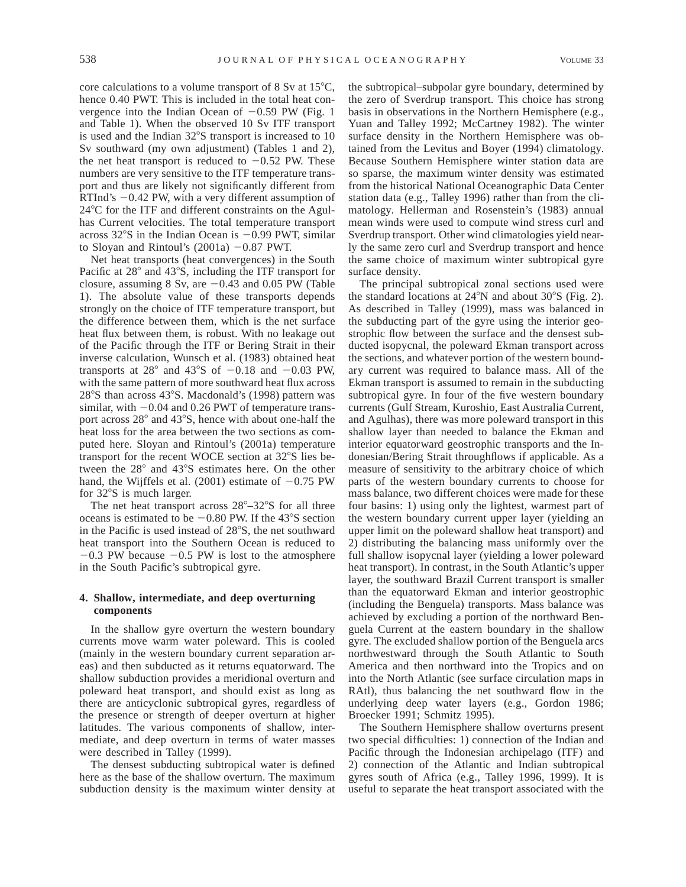core calculations to a volume transport of 8 Sv at 15°C, hence 0.40 PWT. This is included in the total heat convergence into the Indian Ocean of −0.59 PW (Fig. 1 and Table 1). When the observed 10 Sv ITF transport is used and the Indian 32°S transport is increased to 10 Sv southward (my own adjustment) (Tables 1 and 2), the net heat transport is reduced to −0.52 PW. These numbers are very sensitive to the ITF temperature transport and thus are likely not significantly different from RTInd's −0.42 PW, with a very different assumption of 24°C for the ITF and different constraints on the Agulhas Current velocities. The total temperature transport across 32°S in the Indian Ocean is −0.99 PWT, similar to Sloyan and Rintoul's (2001a) −0.87 PWT.

Net heat transports (heat convergences) in the South Pacific at 28° and 43°S, including the ITF transport for closure, assuming 8 Sv, are −0.43 and 0.05 PW (Table 1). The absolute value of these transports depends strongly on the choice of ITF temperature transport, but the difference between them, which is the net surface heat flux between them, is robust. With no leakage out of the Pacific through the ITF or Bering Strait in their inverse calculation, Wunsch et al. (1983) obtained heat transports at 28° and 43°S of −0.18 and −0.03 PW, with the same pattern of more southward heat flux across 28°S than across 43°S. Macdonald's (1998) pattern was similar, with −0.04 and 0.26 PWT of temperature transport across 28° and 43°S, hence with about one-half the heat loss for the area between the two sections as computed here. Sloyan and Rintoul's (2001a) temperature transport for the recent WOCE section at 32°S lies between the 28° and 43°S estimates here. On the other hand, the Wijffels et al. (2001) estimate of −0.75 PW for 32°S is much larger.

The net heat transport across 28°–32°S for all three oceans is estimated to be −0.80 PW. If the 43°S section in the Pacific is used instead of 28°S, the net southward heat transport into the Southern Ocean is reduced to −0.3 PW because −0.5 PW is lost to the atmosphere in the South Pacific's subtropical gyre.

## 4. Shallow, intermediate, and deep overturning components

In the shallow gyre overturn the western boundary currents move warm water poleward. This is cooled (mainly in the western boundary current separation areas) and then subducted as it returns equatorward. The shallow subduction provides a meridional overturn and poleward heat transport, and should exist as long as there are anticyclonic subtropical gyres, regardless of the presence or strength of deeper overturn at higher latitudes. The various components of shallow, intermediate, and deep overturn in terms of water masses were described in Talley (1999).

The densest subducting subtropical water is defined here as the base of the shallow overturn. The maximum subduction density is the maximum winter density at the subtropical–subpolar gyre boundary, determined by the zero of Sverdrup transport. This choice has strong basis in observations in the Northern Hemisphere (e.g., Yuan and Talley 1992; McCartney 1982). The winter surface density in the Northern Hemisphere was obtained from the Levitus and Boyer (1994) climatology. Because Southern Hemisphere winter station data are so sparse, the maximum winter density was estimated from the historical National Oceanographic Data Center station data (e.g., Talley 1996) rather than from the climatology. Hellerman and Rosenstein's (1983) annual mean winds were used to compute wind stress curl and Sverdrup transport. Other wind climatologies yield nearly the same zero curl and Sverdrup transport and hence the same choice of maximum winter subtropical gyre surface density.

The principal subtropical zonal sections used were the standard locations at 24°N and about 30°S (Fig. 2). As described in Talley (1999), mass was balanced in the subducting part of the gyre using the interior geostrophic flow between the surface and the densest subducted isopycnal, the poleward Ekman transport across the sections, and whatever portion of the western boundary current was required to balance mass. All of the Ekman transport is assumed to remain in the subducting subtropical gyre. In four of the five western boundary currents (Gulf Stream, Kuroshio, East Australia Current, and Agulhas), there was more poleward transport in this shallow layer than needed to balance the Ekman and interior equatorward geostrophic transports and the Indonesian/Bering Strait throughflows if applicable. As a measure of sensitivity to the arbitrary choice of which parts of the western boundary currents to choose for mass balance, two different choices were made for these four basins: 1) using only the lightest, warmest part of the western boundary current upper layer (yielding an upper limit on the poleward shallow heat transport) and 2) distributing the balancing mass uniformly over the full shallow isopycnal layer (yielding a lower poleward heat transport). In contrast, in the South Atlantic's upper layer, the southward Brazil Current transport is smaller than the equatorward Ekman and interior geostrophic (including the Benguela) transports. Mass balance was achieved by excluding a portion of the northward Benguela Current at the eastern boundary in the shallow gyre. The excluded shallow portion of the Benguela arcs northwestward through the South Atlantic to South America and then northward into the Tropics and on into the North Atlantic (see surface circulation maps in RAtl), thus balancing the net southward flow in the underlying deep water layers (e.g., Gordon 1986; Broecker 1991; Schmitz 1995).

The Southern Hemisphere shallow overturns present two special difficulties: 1) connection of the Indian and Pacific through the Indonesian archipelago (ITF) and 2) connection of the Atlantic and Indian subtropical gyres south of Africa (e.g., Talley 1996, 1999). It is useful to separate the heat transport associated with the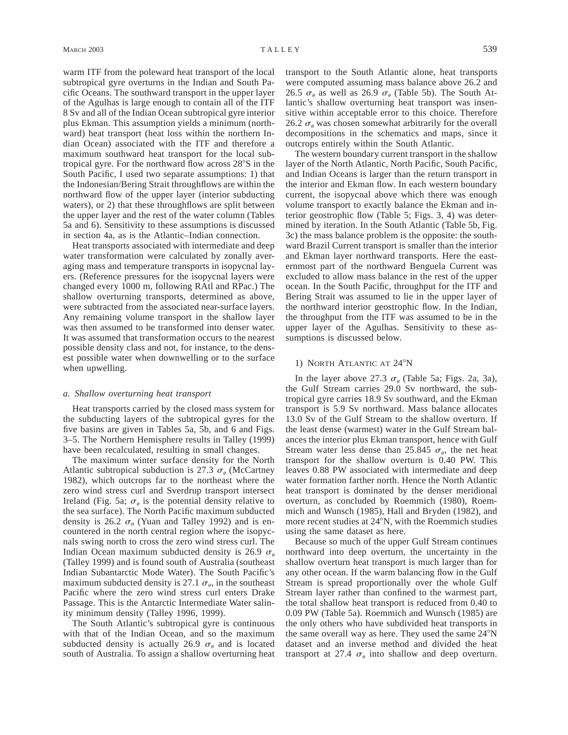warm ITF from the poleward heat transport of the local subtropical gyre overturns in the Indian and South Pacific Oceans. The southward transport in the upper layer of the Agulhas is large enough to contain all of the ITF 8 Sv and all of the Indian Ocean subtropical gyre interior plus Ekman. This assumption yields a minimum (northward) heat transport (heat loss within the northern Indian Ocean) associated with the ITF and therefore a maximum southward heat transport for the local subtropical gyre. For the northward flow across 28°S in the South Pacific, I used two separate assumptions: 1) that the Indonesian/Bering Strait throughflows are within the northward flow of the upper layer (interior subducting waters), or 2) that these throughflows are split between the upper layer and the rest of the water column (Tables 5a and 6). Sensitivity to these assumptions is discussed in section 4a, as is the Atlantic–Indian connection.

Heat transports associated with intermediate and deep water transformation were calculated by zonally averaging mass and temperature transports in isopycnal layers. (Reference pressures for the isopycnal layers were changed every 1000 m, following RAtl and RPac.) The shallow overturning transports, determined as above, were subtracted from the associated near-surface layers. Any remaining volume transport in the shallow layer was then assumed to be transformed into denser water. It was assumed that transformation occurs to the nearest possible density class and not, for instance, to the densest possible water when downwelling or to the surface when upwelling.

### *a. Shallow overturning heat transport*

Heat transports carried by the closed mass system for the subducting layers of the subtropical gyres for the five basins are given in Tables 5a, 5b, and 6 and Figs. 3–5. The Northern Hemisphere results in Talley (1999) have been recalculated, resulting in small changes.

The maximum winter surface density for the North Atlantic subtropical subduction is 27.3 $\sigma_\theta$ (McCartney 1982), which outcrops far to the northeast where the zero wind stress curl and Sverdrup transport intersect Ireland (Fig. 5a; $\sigma_\theta$ is the potential density relative to the sea surface). The North Pacific maximum subducted density is 26.2 $\sigma_\theta$ (Yuan and Talley 1992) and is encountered in the north central region where the isopycnals swing north to cross the zero wind stress curl. The Indian Ocean maximum subducted density is 26.9 $\sigma_\theta$ (Talley 1999) and is found south of Australia (southeast Indian Subantarctic Mode Water). The South Pacific's maximum subducted density is 27.1 $\sigma_\theta$, in the southeast Pacific where the zero wind stress curl enters Drake Passage. This is the Antarctic Intermediate Water salinity minimum density (Talley 1996, 1999).

The South Atlantic's subtropical gyre is continuous with that of the Indian Ocean, and so the maximum subducted density is actually 26.9 $\sigma_\theta$ and is located south of Australia. To assign a shallow overturning heat transport to the South Atlantic alone, heat transports were computed assuming mass balance above 26.2 and 26.5 $\sigma_\theta$ as well as 26.9 $\sigma_\theta$ (Table 5b). The South Atlantic's shallow overturning heat transport was insensitive within acceptable error to this choice. Therefore 26.2 $\sigma_\theta$ was chosen somewhat arbitrarily for the overall decompositions in the schematics and maps, since it outcrops entirely within the South Atlantic.

The western boundary current transport in the shallow layer of the North Atlantic, North Pacific, South Pacific, and Indian Oceans is larger than the return transport in the interior and Ekman flow. In each western boundary current, the isopycnal above which there was enough volume transport to exactly balance the Ekman and interior geostrophic flow (Table 5; Figs. 3, 4) was determined by iteration. In the South Atlantic (Table 5b, Fig. 3c) the mass balance problem is the opposite: the southward Brazil Current transport is smaller than the interior and Ekman layer northward transports. Here the easternmost part of the northward Benguela Current was excluded to allow mass balance in the rest of the upper ocean. In the South Pacific, throughput for the ITF and Bering Strait was assumed to lie in the upper layer of the northward interior geostrophic flow. In the Indian, the throughput from the ITF was assumed to be in the upper layer of the Agulhas. Sensitivity to these assumptions is discussed below.

#### 1) North Atlantic at 24°N

In the layer above 27.3 $\sigma_\theta$ (Table 5a; Figs. 2a, 3a), the Gulf Stream carries 29.0 Sv northward, the subtropical gyre carries 18.9 Sv southward, and the Ekman transport is 5.9 Sv northward. Mass balance allocates 13.0 Sv of the Gulf Stream to the shallow overturn. If the least dense (warmest) water in the Gulf Stream balances the interior plus Ekman transport, hence with Gulf Stream water less dense than 25.845 $\sigma_\theta$, the net heat transport for the shallow overturn is 0.40 PW. This leaves 0.88 PW associated with intermediate and deep water formation farther north. Hence the North Atlantic heat transport is dominated by the denser meridional overturn, as concluded by Roemmich (1980), Roemmich and Wunsch (1985), Hall and Bryden (1982), and more recent studies at 24°N, with the Roemmich studies using the same dataset as here.

Because so much of the upper Gulf Stream continues northward into deep overturn, the uncertainty in the shallow overturn heat transport is much larger than for any other ocean. If the warm balancing flow in the Gulf Stream is spread proportionally over the whole Gulf Stream layer rather than confined to the warmest part, the total shallow heat transport is reduced from 0.40 to 0.09 PW (Table 5a). Roemmich and Wunsch (1985) are the only others who have subdivided heat transports in the same overall way as here. They used the same 24°N dataset and an inverse method and divided the heat transport at 27.4 $\sigma_\theta$ into shallow and deep overturn.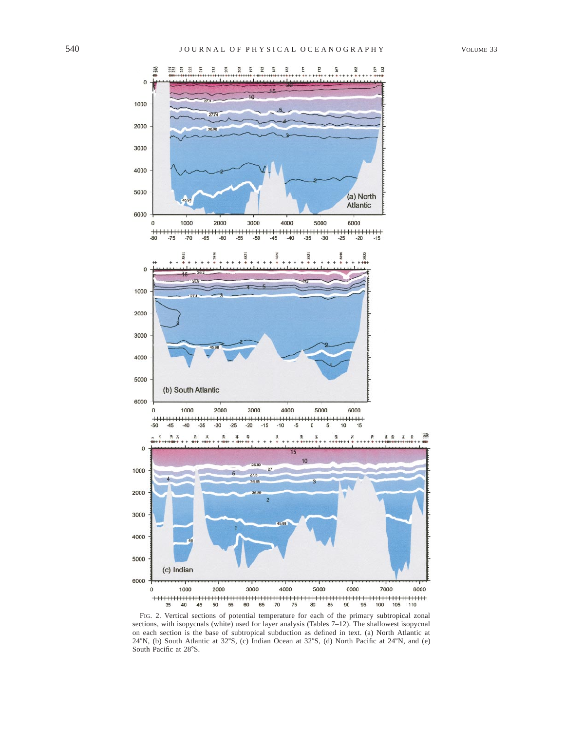FIG. 2. Vertical sections of potential temperature for each of the primary subtropical zonal sections, with isopycnals (white) used for layer analysis (Tables 7–12). The shallowest isopycnal on each section is the base of subtropical subduction as defined in text. (a) North Atlantic at 24°N, (b) South Atlantic at 32°S, (c) Indian Ocean at 32°S, (d) North Pacific at 24°N, and (e) South Pacific at 28°S.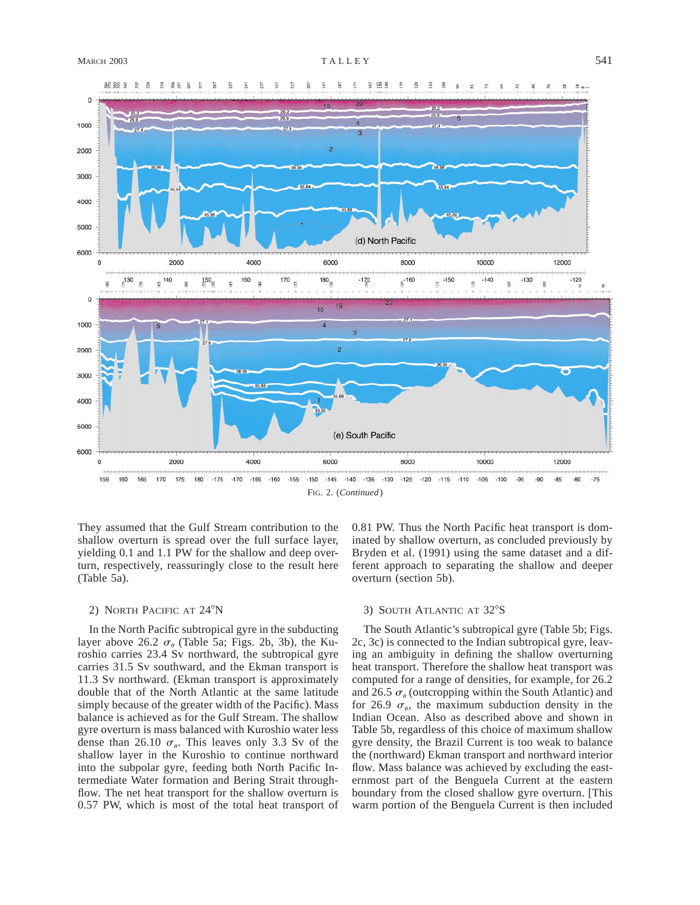FIG. 2. (*Continued*)

They assumed that the Gulf Stream contribution to the shallow overturn is spread over the full surface layer, yielding 0.1 and 1.1 PW for the shallow and deep overturn, respectively, reassuringly close to the result here (Table 5a).

### 2) North Pacific at 24°N

In the North Pacific subtropical gyre in the subducting layer above 26.2 $\sigma_\theta$ (Table 5a; Figs. 2b, 3b), the Kuroshio carries 23.4 Sv northward, the subtropical gyre carries 31.5 Sv southward, and the Ekman transport is 11.3 Sv northward. Ekman transport is approximately double that of the North Atlantic at the same latitude simply because of the greater width of the Pacific). Mass balance is achieved as for the Gulf Stream. The shallow gyre overturn is mass balanced with Kuroshio water less dense than 26.10 $\sigma_\theta$. This leaves only 3.3 Sv of the shallow layer in the Kuroshio to continue northward into the subpolar gyre, feeding both North Pacific Intermediate Water formation and Bering Strait throughflow. The net heat transport for the shallow overturn is 0.57 PW, which is most of the total heat transport of 0.81 PW. Thus the North Pacific heat transport is dominated by shallow overturn, as concluded previously by Bryden et al. (1991) using the same dataset and a different approach to separating the shallow and deeper overturn (section 5b).

### 3) South Atlantic at 32°S

The South Atlantic's subtropical gyre (Table 5b; Figs. 2c, 3c) is connected to the Indian subtropical gyre, leaving an ambiguity in defining the shallow overturning heat transport. Therefore the shallow heat transport was computed for a range of densities, for example, for 26.2 and 26.5 $\sigma_\theta$ (outcropping within the South Atlantic) and for 26.9 $\sigma_\theta$, the maximum subduction density in the Indian Ocean. Also as described above and shown in Table 5b, regardless of this choice of maximum shallow gyre density, the Brazil Current is too weak to balance the (northward) Ekman transport and northward interior flow. Mass balance was achieved by excluding the easternmost part of the Benguela Current at the eastern boundary from the closed shallow gyre overturn. [This warm portion of the Benguela Current is then included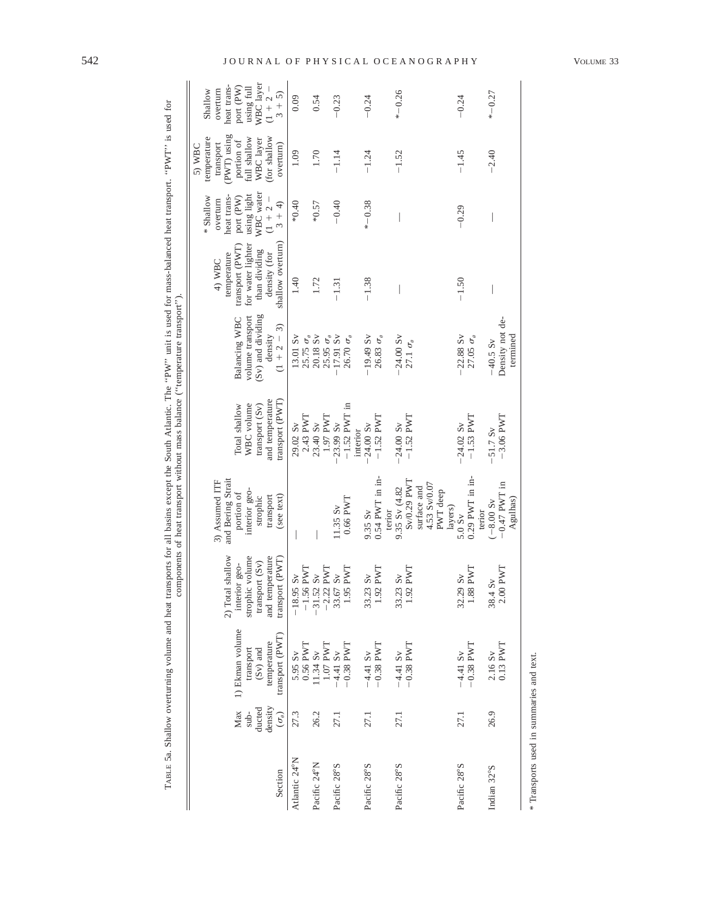TABLE 5a. Shallow overturning volume and heat transports for all basins except the South Atlantic. The "PW" unit is used for mass-balanced heat transport. "PWT" is used for components of heat transport without mass balance ("temperature transport").

| Section | Max subducted density ($\sigma_\theta$) | 1) Ekman volume transport (Sv) and temperature transport (PWT) | 2) Total shallow interior geostrophic volume transport (Sv) and temperature transport (PWT) | 3) Assumed ITF and Bering Strait portion of interior geostrophic transport (see text) | Total shallow WBC volume transport (Sv) and temperature transport (PWT) | Balancing WBC volume transport (Sv) and dividing density (1 + 2 − 3) | 4) WBC temperature transport (PWT) for water lighter than dividing density (for shallow overturn) | * Shallow overturn heat transport (PW) using light WBC water (1 + 2 − 3 + 4) | 5) WBC temperature transport (PWT) using portion of full shallow WBC layer (for shallow overturn) | Shallow overturn heat transport (PW) using full WBC layer (1 + 2 − 3 + 5) |
|---|---|---|---|---|---|---|---|---|---|---|
| Atlantic 24°N | 27.3 | 5.95 Sv 0.56 PWT | −18.95 Sv −1.56 PWT | — | 29.02 Sv 2.43 PWT | 13.01 Sv 25.75 $\sigma_\theta$ | 1.40 | *0.40 | 1.09 | 0.09 |
| Pacific 24°N | 26.2 | 11.34 Sv 1.07 PWT | −31.52 Sv −2.22 PWT | — | 23.40 Sv 1.97 PWT | 20.18 Sv 25.95 $\sigma_\theta$ | 1.72 | *0.57 | 1.70 | 0.54 |
| Pacific 28°S | 27.1 | −4.41 Sv −0.38 PWT | 33.67 Sv 1.95 PWT | 11.35 Sv 0.66 PWT | −23.99 Sv −1.52 PWT in interior | −17.91 Sv 26.70 $\sigma_\theta$ | −1.31 | −0.40 | −1.14 | −0.23 |
| Pacific 28°S | 27.1 | −4.41 Sv −0.38 PWT | 33.23 Sv 1.92 PWT | 9.35 Sv 0.54 PWT in interior | −24.00 Sv −1.52 PWT | −19.49 Sv 26.83 $\sigma_\theta$ | −1.38 | *−0.38 | −1.24 | −0.24 |
| Pacific 28°S | 27.1 | −4.41 Sv −0.38 PWT | 33.23 Sv 1.92 PWT | 9.35 Sv (4.82 Sv/0.29 PWT surface and 4.53 Sv/0.07 PWT deep layers) | −24.00 Sv −1.52 PWT | −24.00 Sv 27.1 $\sigma_\theta$ | — | — | −1.52 | *−0.26 |
| Pacific 28°S | 27.1 | −4.41 Sv −0.38 PWT | 32.29 Sv 1.88 PWT | 5.0 Sv 0.29 PWT in interior | −24.02 Sv −1.53 PWT | −22.88 Sv 27.05 $\sigma_\theta$ | −1.50 | −0.29 | −1.45 | −0.24 |
| Indian 32°S | 26.9 | 2.16 Sv 0.13 PWT | 38.4 Sv 2.00 PWT | (−8.00 Sv −0.47 PWT in Agulhas) | −51.7 Sv −3.06 PWT | −40.5 Sv Density not determined | — | — | −2.40 | *−0.27 |

* Transports used in summaries and text.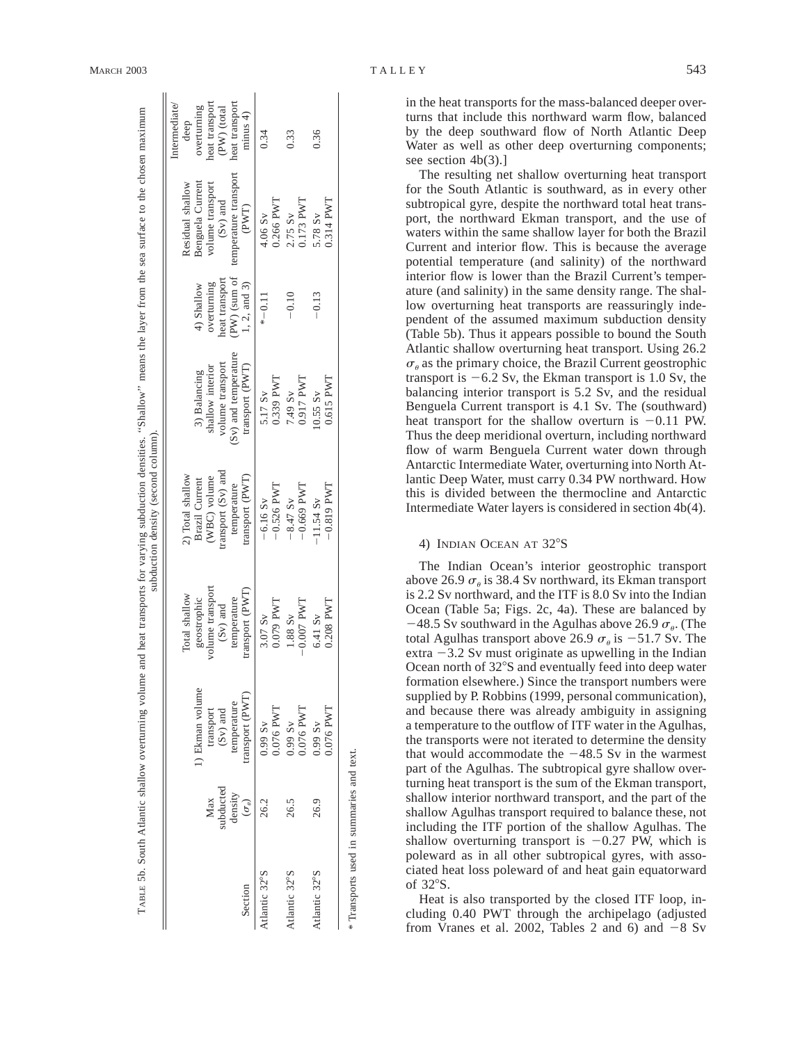TABLE 5b. South Atlantic shallow overturning volume and heat transports for varying subduction densities. "Shallow" means the layer from the sea surface to the chosen maximum subduction density (second column).

| Section | Max subducted density ($\sigma_\theta$) | 1) Ekman volume transport (Sv) and temperature transport (PWT) | Total shallow geostrophic volume transport (Sv) and temperature transport (PWT) | 2) Total shallow Brazil Current (WBC) volume transport (Sv) and temperature transport (PWT) | 3) Balancing shallow interior volume transport (Sv) and temperature transport (PWT) | 4) Shallow overturning heat transport (PW) (sum of 1, 2, and 3) | Residual shallow Benguela Current volume transport (Sv) and temperature transport (PWT) | Intermediate/deep overturning heat transport (PW) (total heat transport minus 4) |
|---|---|---|---|---|---|---|---|---|
| Atlantic 32°S | 26.2 | 0.99 Sv<br>0.076 PWT | 3.07 Sv<br>0.079 PWT | −6.16 Sv<br>−0.526 PWT | 5.17 Sv<br>0.339 PWT | *−0.11 | 4.06 Sv<br>0.266 PWT | 0.34 |
| Atlantic 32°S | 26.5 | 0.99 Sv<br>0.076 PWT | 1.88 Sv<br>−0.007 PWT | −8.47 Sv<br>−0.669 PWT | 7.49 Sv<br>0.917 PWT | −0.10 | 2.75 Sv<br>0.173 PWT | 0.33 |
| Atlantic 32°S | 26.9 | 0.99 Sv<br>0.076 PWT | 6.41 Sv<br>0.208 PWT | −11.54 Sv<br>−0.819 PWT | 10.55 Sv<br>0.615 PWT | −0.13 | 5.78 Sv<br>0.314 PWT | 0.36 |

* Transports used in summaries and text.

in the heat transports for the mass-balanced deeper overturns that include this northward warm flow, balanced by the deep southward flow of North Atlantic Deep Water as well as other deep overturning components; see section 4b(3).]

The resulting net shallow overturning heat transport for the South Atlantic is southward, as in every other subtropical gyre, despite the northward total heat transport, the northward Ekman transport, and the use of waters within the same shallow layer for both the Brazil Current and interior flow. This is because the average potential temperature (and salinity) of the northward interior flow is lower than the Brazil Current's temperature (and salinity) in the same density range. The shallow overturning heat transports are reassuringly independent of the assumed maximum subduction density (Table 5b). Thus it appears possible to bound the South Atlantic shallow overturning heat transport. Using 26.2 $\sigma_\theta$ as the primary choice, the Brazil Current geostrophic transport is −6.2 Sv, the Ekman transport is 1.0 Sv, the balancing interior transport is 5.2 Sv, and the residual Benguela Current transport is 4.1 Sv. The (southward) heat transport for the shallow overturn is −0.11 PW. Thus the deep meridional overturn, including northward flow of warm Benguela Current water down through Antarctic Intermediate Water, overturning into North Atlantic Deep Water, must carry 0.34 PW northward. How this is divided between the thermocline and Antarctic Intermediate Water layers is considered in section 4b(4).

#### 4) Indian Ocean at 32°S

The Indian Ocean's interior geostrophic transport above 26.9 $\sigma_\theta$ is 38.4 Sv northward, its Ekman transport is 2.2 Sv northward, and the ITF is 8.0 Sv into the Indian Ocean (Table 5a; Figs. 2c, 4a). These are balanced by −48.5 Sv southward in the Agulhas above 26.9 $\sigma_\theta$. (The total Agulhas transport above 26.9 $\sigma_\theta$ is −51.7 Sv. The extra −3.2 Sv must originate as upwelling in the Indian Ocean north of 32°S and eventually feed into deep water formation elsewhere.) Since the transport numbers were supplied by P. Robbins (1999, personal communication), and because there was already ambiguity in assigning a temperature to the outflow of ITF water in the Agulhas, the transports were not iterated to determine the density that would accommodate the −48.5 Sv in the warmest part of the Agulhas. The subtropical gyre shallow overturning heat transport is the sum of the Ekman transport, shallow interior northward transport, and the part of the shallow Agulhas transport required to balance these, not including the ITF portion of the shallow Agulhas. The shallow overturning transport is −0.27 PW, which is poleward as in all other subtropical gyres, with associated heat loss poleward of and heat gain equatorward of 32°S.

Heat is also transported by the closed ITF loop, including 0.40 PWT through the archipelago (adjusted from Vranes et al. 2002, Tables 2 and 6) and −8 Sv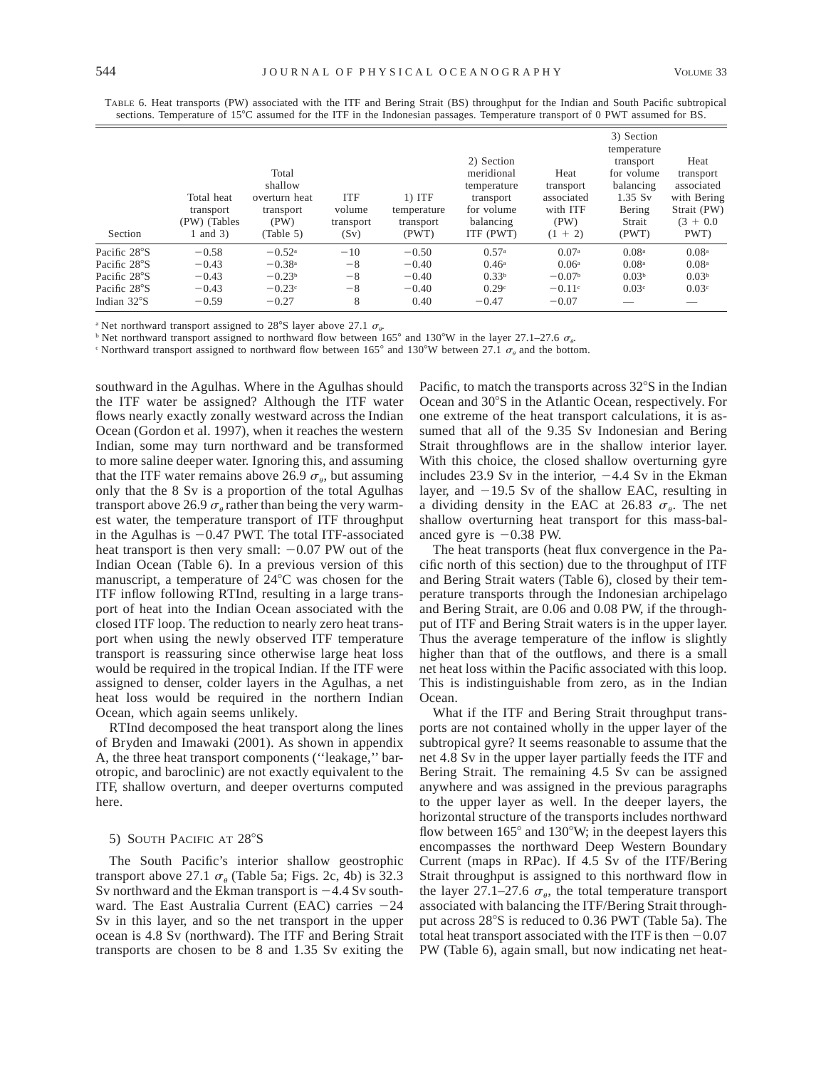TABLE 6. Heat transports (PW) associated with the ITF and Bering Strait (BS) throughput for the Indian and South Pacific subtropical sections. Temperature of 15°C assumed for the ITF in the Indonesian passages. Temperature transport of 0 PWT assumed for BS.

| Section | Total heat transport (PW) (Tables 1 and 3) | Total shallow overturn heat transport (PW) (Table 5) | ITF volume transport (Sv) | 1) ITF temperature transport (PWT) | 2) Section meridional temperature transport for volume balancing ITF (PWT) | Heat transport associated with ITF (PW) (1 + 2) | 3) Section temperature transport for volume balancing 1.35 Sv Bering Strait (PWT) | Heat transport associated with Bering Strait (PW) (3 + 0.0 PWT) |
|---|---|---|---|---|---|---|---|---|
| Pacific 28°S | −0.58 | −0.52[a] | −10 | −0.50 | 0.57[a] | 0.07[a] | 0.08[a] | 0.08[a] |
| Pacific 28°S | −0.43 | −0.38[a] | −8 | −0.40 | 0.46[a] | 0.06[a] | 0.08[a] | 0.08[a] |
| Pacific 28°S | −0.43 | −0.23[b] | −8 | −0.40 | 0.33[b] | −0.07[b] | 0.03[b] | 0.03[b] |
| Pacific 28°S | −0.43 | −0.23[c] | −8 | −0.40 | 0.29[c] | −0.11[c] | 0.03[c] | 0.03[c] |
| Indian 32°S | −0.59 | −0.27 | 8 | 0.40 | −0.47 | −0.07 | — | — |

[a] Net northward transport assigned to 28°S layer above 27.1 $\sigma_\theta$.

[b] Net northward transport assigned to northward flow between 165° and 130°W in the layer 27.1–27.6 $\sigma_\theta$.

[c] Northward transport assigned to northward flow between 165° and 130°W between 27.1 $\sigma_\theta$ and the bottom.

southward in the Agulhas. Where in the Agulhas should the ITF water be assigned? Although the ITF water flows nearly exactly zonally westward across the Indian Ocean (Gordon et al. 1997), when it reaches the western Indian, some may turn northward and be transformed to more saline deeper water. Ignoring this, and assuming that the ITF water remains above 26.9 $\sigma_\theta$, but assuming only that the 8 Sv is a proportion of the total Agulhas transport above 26.9 $\sigma_\theta$ rather than being the very warmest water, the temperature transport of ITF throughput in the Agulhas is −0.47 PWT. The total ITF-associated heat transport is then very small: −0.07 PW out of the Indian Ocean (Table 6). In a previous version of this manuscript, a temperature of 24°C was chosen for the ITF inflow following RTInd, resulting in a large transport of heat into the Indian Ocean associated with the closed ITF loop. The reduction to nearly zero heat transport when using the newly observed ITF temperature transport is reassuring since otherwise large heat loss would be required in the tropical Indian. If the ITF were assigned to denser, colder layers in the Agulhas, a net heat loss would be required in the northern Indian Ocean, which again seems unlikely.

RTInd decomposed the heat transport along the lines of Bryden and Imawaki (2001). As shown in appendix A, the three heat transport components (''leakage,'' barotropic, and baroclinic) are not exactly equivalent to the ITF, shallow overturn, and deeper overturns computed here.

### 5) South Pacific at 28°S

The South Pacific's interior shallow geostrophic transport above 27.1 $\sigma_\theta$ (Table 5a; Figs. 2c, 4b) is 32.3 Sv northward and the Ekman transport is −4.4 Sv southward. The East Australia Current (EAC) carries −24 Sv in this layer, and so the net transport in the upper ocean is 4.8 Sv (northward). The ITF and Bering Strait transports are chosen to be 8 and 1.35 Sv exiting the Pacific, to match the transports across 32°S in the Indian Ocean and 30°S in the Atlantic Ocean, respectively. For one extreme of the heat transport calculations, it is assumed that all of the 9.35 Sv Indonesian and Bering Strait throughflows are in the shallow interior layer. With this choice, the closed shallow overturning gyre includes 23.9 Sv in the interior, −4.4 Sv in the Ekman layer, and −19.5 Sv of the shallow EAC, resulting in a dividing density in the EAC at 26.83 $\sigma_\theta$. The net shallow overturning heat transport for this mass-balanced gyre is −0.38 PW.

The heat transports (heat flux convergence in the Pacific north of this section) due to the throughput of ITF and Bering Strait waters (Table 6), closed by their temperature transports through the Indonesian archipelago and Bering Strait, are 0.06 and 0.08 PW, if the throughput of ITF and Bering Strait waters is in the upper layer. Thus the average temperature of the inflow is slightly higher than that of the outflows, and there is a small net heat loss within the Pacific associated with this loop. This is indistinguishable from zero, as in the Indian Ocean.

What if the ITF and Bering Strait throughput transports are not contained wholly in the upper layer of the subtropical gyre? It seems reasonable to assume that the net 4.8 Sv in the upper layer partially feeds the ITF and Bering Strait. The remaining 4.5 Sv can be assigned anywhere and was assigned in the previous paragraphs to the upper layer as well. In the deeper layers, the horizontal structure of the transports includes northward flow between 165° and 130°W; in the deepest layers this encompasses the northward Deep Western Boundary Current (maps in RPac). If 4.5 Sv of the ITF/Bering Strait throughput is assigned to this northward flow in the layer 27.1–27.6 $\sigma_\theta$, the total temperature transport associated with balancing the ITF/Bering Strait throughput across 28°S is reduced to 0.36 PWT (Table 5a). The total heat transport associated with the ITF is then −0.07 PW (Table 6), again small, but now indicating net heat-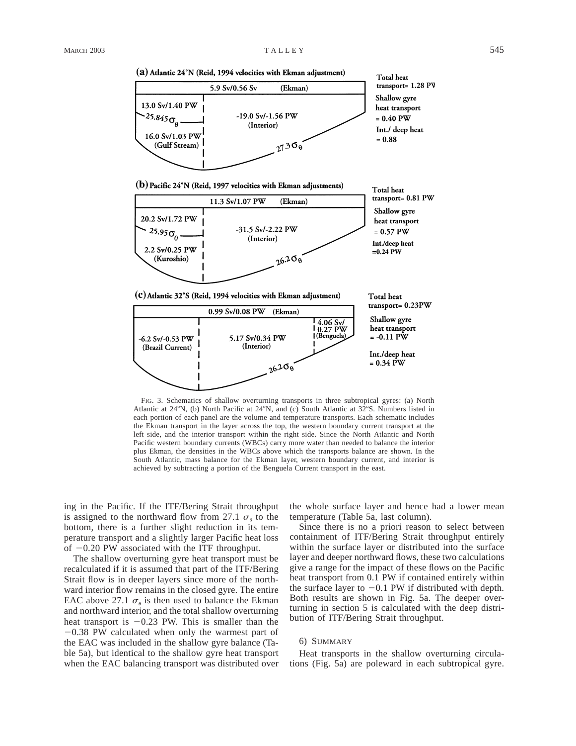FIG. 3. Schematics of shallow overturning transports in three subtropical gyres: (a) North Atlantic at 24°N, (b) North Pacific at 24°N, and (c) South Atlantic at 32°S. Numbers listed in each portion of each panel are the volume and temperature transports. Each schematic includes the Ekman transport in the layer across the top, the western boundary current transport at the left side, and the interior transport within the right side. Since the North Atlantic and North Pacific western boundary currents (WBCs) carry more water than needed to balance the interior plus Ekman, the densities in the WBCs above which the transports balance are shown. In the South Atlantic, mass balance for the Ekman layer, western boundary current, and interior is achieved by subtracting a portion of the Benguela Current transport in the east.

ing in the Pacific. If the ITF/Bering Strait throughput is assigned to the northward flow from 27.1 $\sigma_\theta$ to the bottom, there is a further slight reduction in its temperature transport and a slightly larger Pacific heat loss of −0.20 PW associated with the ITF throughput.

The shallow overturning gyre heat transport must be recalculated if it is assumed that part of the ITF/Bering Strait flow is in deeper layers since more of the northward interior flow remains in the closed gyre. The entire EAC above 27.1 $\sigma_\theta$ is then used to balance the Ekman and northward interior, and the total shallow overturning heat transport is −0.23 PW. This is smaller than the −0.38 PW calculated when only the warmest part of the EAC was included in the shallow gyre balance (Table 5a), but identical to the shallow gyre heat transport when the EAC balancing transport was distributed over the whole surface layer and hence had a lower mean temperature (Table 5a, last column).

Since there is no a priori reason to select between containment of ITF/Bering Strait throughput entirely within the surface layer or distributed into the surface layer and deeper northward flows, these two calculations give a range for the impact of these flows on the Pacific heat transport from 0.1 PW if contained entirely within the surface layer to −0.1 PW if distributed with depth. Both results are shown in Fig. 5a. The deeper overturning in section 5 is calculated with the deep distribution of ITF/Bering Strait throughput.

#### 6) Summary

Heat transports in the shallow overturning circulations (Fig. 5a) are poleward in each subtropical gyre.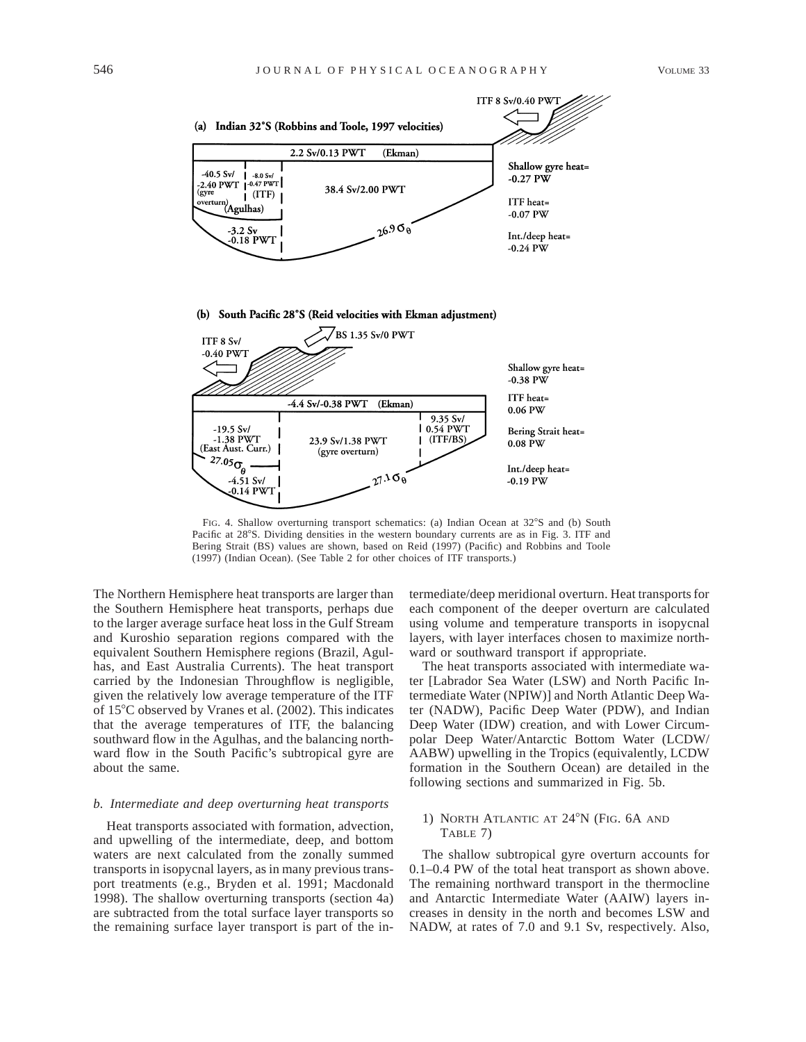FIG. 4. Shallow overturning transport schematics: (a) Indian Ocean at 32°S and (b) South Pacific at 28°S. Dividing densities in the western boundary currents are as in Fig. 3. ITF and Bering Strait (BS) values are shown, based on Reid (1997) (Pacific) and Robbins and Toole (1997) (Indian Ocean). (See Table 2 for other choices of ITF transports.)

The Northern Hemisphere heat transports are larger than the Southern Hemisphere heat transports, perhaps due to the larger average surface heat loss in the Gulf Stream and Kuroshio separation regions compared with the equivalent Southern Hemisphere regions (Brazil, Agulhas, and East Australia Currents). The heat transport carried by the Indonesian Throughflow is negligible, given the relatively low average temperature of the ITF of 15°C observed by Vranes et al. (2002). This indicates that the average temperatures of ITF, the balancing southward flow in the Agulhas, and the balancing northward flow in the South Pacific's subtropical gyre are about the same.

### *b. Intermediate and deep overturning heat transports*

Heat transports associated with formation, advection, and upwelling of the intermediate, deep, and bottom waters are next calculated from the zonally summed transports in isopycnal layers, as in many previous transport treatments (e.g., Bryden et al. 1991; Macdonald 1998). The shallow overturning transports (section 4a) are subtracted from the total surface layer transports so the remaining surface layer transport is part of the intermediate/deep meridional overturn. Heat transports for each component of the deeper overturn are calculated using volume and temperature transports in isopycnal layers, with layer interfaces chosen to maximize northward or southward transport if appropriate.

The heat transports associated with intermediate water [Labrador Sea Water (LSW) and North Pacific Intermediate Water (NPIW)] and North Atlantic Deep Water (NADW), Pacific Deep Water (PDW), and Indian Deep Water (IDW) creation, and with Lower Circumpolar Deep Water/Antarctic Bottom Water (LCDW/AABW) upwelling in the Tropics (equivalently, LCDW formation in the Southern Ocean) are detailed in the following sections and summarized in Fig. 5b.

#### 1) North Atlantic at 24°N (Fig. 6a and Table 7)

The shallow subtropical gyre overturn accounts for 0.1–0.4 PW of the total heat transport as shown above. The remaining northward transport in the thermocline and Antarctic Intermediate Water (AAIW) layers increases in density in the north and becomes LSW and NADW, at rates of 7.0 and 9.1 Sv, respectively. Also,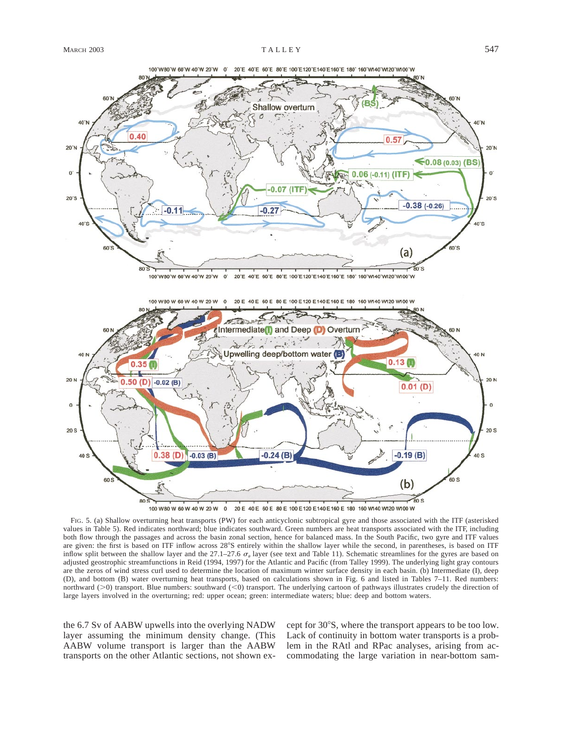FIG. 5. (a) Shallow overturning heat transports (PW) for each anticyclonic subtropical gyre and those associated with the ITF (asterisked values in Table 5). Red indicates northward; blue indicates southward. Green numbers are heat transports associated with the ITF, including both flow through the passages and across the basin zonal section, hence for balanced mass. In the South Pacific, two gyre and ITF values are given: the first is based on ITF inflow across 28°S entirely within the shallow layer while the second, in parentheses, is based on ITF inflow split between the shallow layer and the 27.1–27.6 $\sigma_\theta$ layer (see text and Table 11). Schematic streamlines for the gyres are based on adjusted geostrophic streamfunctions in Reid (1994, 1997) for the Atlantic and Pacific (from Talley 1999). The underlying light gray contours are the zeros of wind stress curl used to determine the location of maximum winter surface density in each basin. (b) Intermediate (I), deep (D), and bottom (B) water overturning heat transports, based on calculations shown in Fig. 6 and listed in Tables 7–11. Red numbers: northward (>0) transport. Blue numbers: southward (<0) transport. The underlying cartoon of pathways illustrates crudely the direction of large layers involved in the overturning; red: upper ocean; green: intermediate waters; blue: deep and bottom waters.

the 6.7 Sv of AABW upwells into the overlying NADW layer assuming the minimum density change. (This AABW volume transport is larger than the AABW transports on the other Atlantic sections, not shown except for 30°S, where the transport appears to be too low. Lack of continuity in bottom water transports is a problem in the RAtl and RPac analyses, arising from accommodating the large variation in near-bottom sam-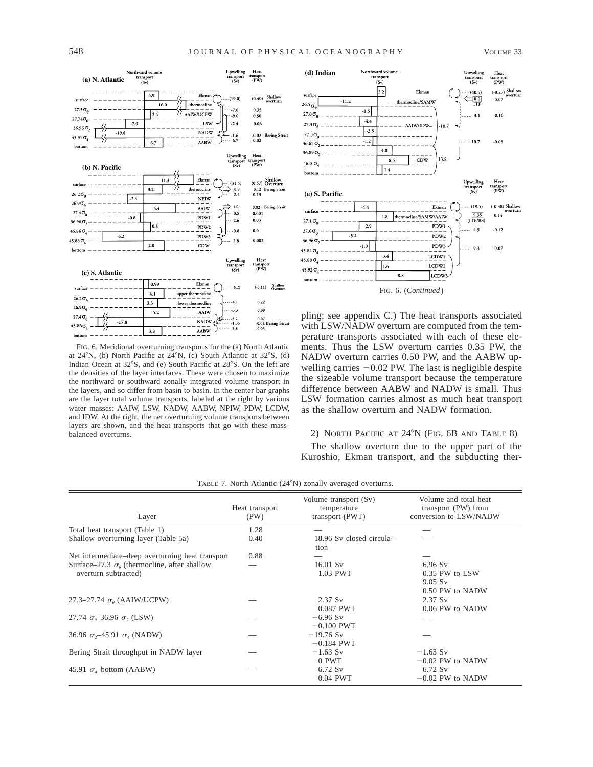FIG. 6. Meridional overturning transports for the (a) North Atlantic at 24°N, (b) North Pacific at 24°N, (c) South Atlantic at 32°S, (d) Indian Ocean at 32°S, and (e) South Pacific at 28°S. On the left are the densities of the layer interfaces. These were chosen to maximize the northward or southward zonally integrated volume transport in the layers, and so differ from basin to basin. In the center bar graphs are the layer total volume transports, labeled at the right by various water masses: AAIW, LSW, NADW, AABW, NPIW, PDW, LCDW, and IDW. At the right, the net overturning volume transports between layers are shown, and the heat transports that go with these mass-balanced overturns.

FIG. 6. (*Continued*)

pling; see appendix C.) The heat transports associated with LSW/NADW overturn are computed from the temperature transports associated with each of these elements. Thus the LSW overturn carries 0.35 PW, the NADW overturn carries 0.50 PW, and the AABW upwelling carries −0.02 PW. The last is negligible despite the sizeable volume transport because the temperature difference between AABW and NADW is small. Thus LSW formation carries almost as much heat transport as the shallow overturn and NADW formation.

#### 2) North Pacific at 24°N (Fig. 6b and Table 8)

The shallow overturn due to the upper part of the Kuroshio, Ekman transport, and the subducting ther-

TABLE 7. North Atlantic (24°N) zonally averaged overturns.

| Layer | Heat transport (PW) | Volume transport (Sv) temperature transport (PWT) | Volume and total heat transport (PW) from conversion to LSW/NADW |
|---|---|---|---|
| Total heat transport (Table 1) | 1.28 | — | — |
| Shallow overturning layer (Table 5a) | 0.40 | 18.96 Sv closed circulation | — |
| Net intermediate–deep overturning heat transport | 0.88 | — | — |
| Surface–27.3 $\sigma_\theta$ (thermocline, after shallow overturn subtracted) | — | 16.01 Sv<br>1.03 PWT | 6.96 Sv<br>0.35 PW to LSW<br>9.05 Sv<br>0.50 PW to NADW |
| 27.3–27.74 $\sigma_\theta$ (AAIW/UCPW) | — | 2.37 Sv<br>0.087 PWT | 2.37 Sv<br>0.06 PW to NADW |
| 27.74 $\sigma_\theta$–36.96 $\sigma_2$ (LSW) | — | −6.96 Sv<br>−0.100 PWT | — |
| 36.96 $\sigma_2$–45.91 $\sigma_4$ (NADW) | — | −19.76 Sv<br>−0.184 PWT | — |
| Bering Strait throughput in NADW layer | — | −1.63 Sv<br>0 PWT | −1.63 Sv<br>−0.02 PW to NADW |
| 45.91 $\sigma_4$–bottom (AABW) | — | 6.72 Sv<br>0.04 PWT | 6.72 Sv<br>−0.02 PW to NADW |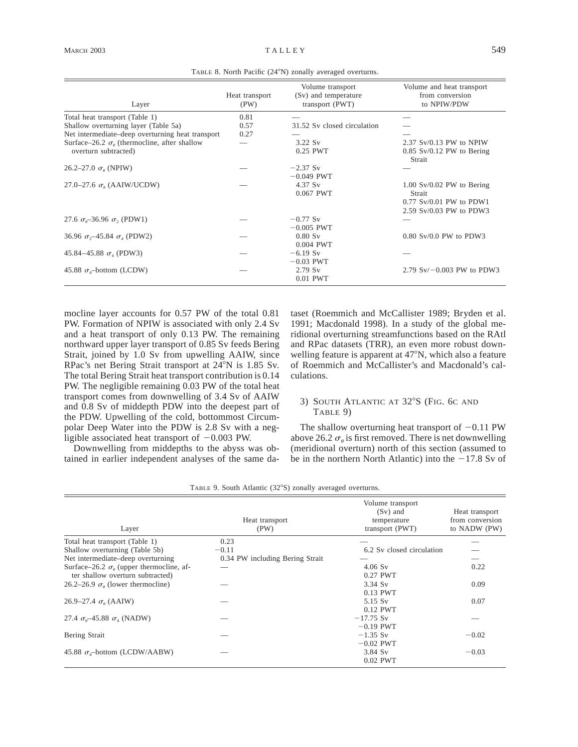TABLE 8. North Pacific (24°N) zonally averaged overturns.

| Layer | Heat transport (PW) | Volume transport (Sv) and temperature transport (PWT) | Volume and heat transport from conversion to NPIW/PDW |
|---|---|---|---|
| Total heat transport (Table 1) | 0.81 | — | — |
| Shallow overturning layer (Table 5a) | 0.57 | 31.52 Sv closed circulation | — |
| Net intermediate–deep overturning heat transport | 0.27 | — | — |
| Surface–26.2 $\sigma_\theta$ (thermocline, after shallow overturn subtracted) | — | 3.22 Sv<br>0.25 PWT | 2.37 Sv/0.13 PW to NPIW<br>0.85 Sv/0.12 PW to Bering Strait |
| 26.2–27.0 $\sigma_\theta$ (NPIW) | — | −2.37 Sv<br>−0.049 PWT | — |
| 27.0–27.6 $\sigma_\theta$ (AAIW/UCDW) | — | 4.37 Sv<br>0.067 PWT | 1.00 Sv/0.02 PW to Bering Strait<br>0.77 Sv/0.01 PW to PDW1<br>2.59 Sv/0.03 PW to PDW3 |
| 27.6 $\sigma_\theta$–36.96 $\sigma_2$ (PDW1) | — | −0.77 Sv<br>−0.005 PWT | — |
| 36.96 $\sigma_2$–45.84 $\sigma_4$ (PDW2) | — | 0.80 Sv<br>0.004 PWT | 0.80 Sv/0.0 PW to PDW3 |
| 45.84–45.88 $\sigma_4$ (PDW3) | — | −6.19 Sv<br>−0.03 PWT | — |
| 45.88 $\sigma_4$–bottom (LCDW) | — | 2.79 Sv<br>0.01 PWT | 2.79 Sv/−0.003 PW to PDW3 |

mocline layer accounts for 0.57 PW of the total 0.81 PW. Formation of NPIW is associated with only 2.4 Sv and a heat transport of only 0.13 PW. The remaining northward upper layer transport of 0.85 Sv feeds Bering Strait, joined by 1.0 Sv from upwelling AAIW, since RPac's net Bering Strait transport at 24°N is 1.85 Sv. The total Bering Strait heat transport contribution is 0.14 PW. The negligible remaining 0.03 PW of the total heat transport comes from downwelling of 3.4 Sv of AAIW and 0.8 Sv of middepth PDW into the deepest part of the PDW. Upwelling of the cold, bottommost Circumpolar Deep Water into the PDW is 2.8 Sv with a negligible associated heat transport of −0.003 PW.

Downwelling from middepths to the abyss was obtained in earlier independent analyses of the same dataset (Roemmich and McCallister 1989; Bryden et al. 1991; Macdonald 1998). In a study of the global meridional overturning streamfunctions based on the RAtl and RPac datasets (TRR), an even more robust downwelling feature is apparent at 47°N, which also a feature of Roemmich and McCallister's and Macdonald's calculations.

### 3) South Atlantic at 32°S (Fig. 6c and Table 9)

The shallow overturning heat transport of −0.11 PW above 26.2 $\sigma_\theta$ is first removed. There is net downwelling (meridional overturn) north of this section (assumed to be in the northern North Atlantic) into the −17.8 Sv of

TABLE 9. South Atlantic (32°S) zonally averaged overturns.

| Layer | Heat transport (PW) | Volume transport (Sv) and temperature transport (PWT) | Heat transport from conversion to NADW (PW) |
|---|---|---|---|
| Total heat transport (Table 1) | 0.23 | — | — |
| Shallow overturning (Table 5b) | −0.11 | 6.2 Sv closed circulation | — |
| Net intermediate–deep overturning | 0.34 PW including Bering Strait | — | — |
| Surface–26.2 $\sigma_\theta$ (upper thermocline, after shallow overturn subtracted) | — | 4.06 Sv<br>0.27 PWT | 0.22 |
| 26.2–26.9 $\sigma_\theta$ (lower thermocline) | — | 3.34 Sv<br>0.13 PWT | 0.09 |
| 26.9–27.4 $\sigma_\theta$ (AAIW) | — | 5.15 Sv<br>0.12 PWT | 0.07 |
| 27.4 $\sigma_\theta$–45.88 $\sigma_4$ (NADW) | — | −17.75 Sv<br>−0.19 PWT | — |
| Bering Strait | — | −1.35 Sv<br>−0.02 PWT | −0.02 |
| 45.88 $\sigma_4$–bottom (LCDW/AABW) | — | 3.84 Sv<br>0.02 PWT | −0.03 |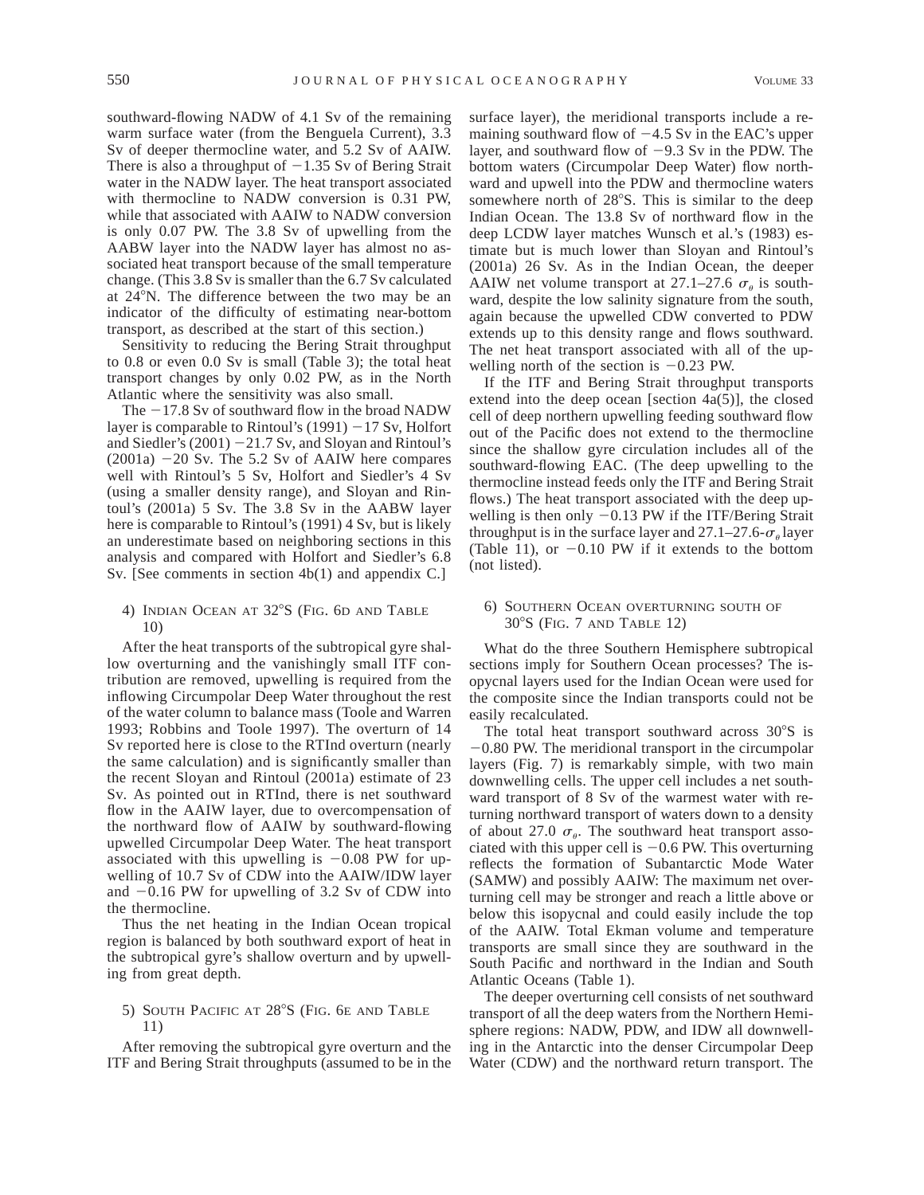southward-flowing NADW of 4.1 Sv of the remaining warm surface water (from the Benguela Current), 3.3 Sv of deeper thermocline water, and 5.2 Sv of AAIW. There is also a throughput of −1.35 Sv of Bering Strait water in the NADW layer. The heat transport associated with thermocline to NADW conversion is 0.31 PW, while that associated with AAIW to NADW conversion is only 0.07 PW. The 3.8 Sv of upwelling from the AABW layer into the NADW layer has almost no associated heat transport because of the small temperature change. (This 3.8 Sv is smaller than the 6.7 Sv calculated at 24°N. The difference between the two may be an indicator of the difficulty of estimating near-bottom transport, as described at the start of this section.)

Sensitivity to reducing the Bering Strait throughput to 0.8 or even 0.0 Sv is small (Table 3); the total heat transport changes by only 0.02 PW, as in the North Atlantic where the sensitivity was also small.

The −17.8 Sv of southward flow in the broad NADW layer is comparable to Rintoul's (1991) −17 Sv, Holfort and Siedler's (2001) −21.7 Sv, and Sloyan and Rintoul's (2001a) −20 Sv. The 5.2 Sv of AAIW here compares well with Rintoul's 5 Sv, Holfort and Siedler's 4 Sv (using a smaller density range), and Sloyan and Rintoul's (2001a) 5 Sv. The 3.8 Sv in the AABW layer here is comparable to Rintoul's (1991) 4 Sv, but is likely an underestimate based on neighboring sections in this analysis and compared with Holfort and Siedler's 6.8 Sv. [See comments in section 4b(1) and appendix C.]

#### 4) Indian Ocean at 32°S (Fig. 6d and Table 10)

After the heat transports of the subtropical gyre shallow overturning and the vanishingly small ITF contribution are removed, upwelling is required from the inflowing Circumpolar Deep Water throughout the rest of the water column to balance mass (Toole and Warren 1993; Robbins and Toole 1997). The overturn of 14 Sv reported here is close to the RTInd overturn (nearly the same calculation) and is significantly smaller than the recent Sloyan and Rintoul (2001a) estimate of 23 Sv. As pointed out in RTInd, there is net southward flow in the AAIW layer, due to overcompensation of the northward flow of AAIW by southward-flowing upwelled Circumpolar Deep Water. The heat transport associated with this upwelling is −0.08 PW for upwelling of 10.7 Sv of CDW into the AAIW/IDW layer and −0.16 PW for upwelling of 3.2 Sv of CDW into the thermocline.

Thus the net heating in the Indian Ocean tropical region is balanced by both southward export of heat in the subtropical gyre's shallow overturn and by upwelling from great depth.

#### 5) South Pacific at 28°S (Fig. 6e and Table 11)

After removing the subtropical gyre overturn and the ITF and Bering Strait throughputs (assumed to be in the surface layer), the meridional transports include a remaining southward flow of −4.5 Sv in the EAC's upper layer, and southward flow of −9.3 Sv in the PDW. The bottom waters (Circumpolar Deep Water) flow northward and upwell into the PDW and thermocline waters somewhere north of 28°S. This is similar to the deep Indian Ocean. The 13.8 Sv of northward flow in the deep LCDW layer matches Wunsch et al.'s (1983) estimate but is much lower than Sloyan and Rintoul's (2001a) 26 Sv. As in the Indian Ocean, the deeper AAIW net volume transport at 27.1–27.6 $\sigma_\theta$ is southward, despite the low salinity signature from the south, again because the upwelled CDW converted to PDW extends up to this density range and flows southward. The net heat transport associated with all of the upwelling north of the section is −0.23 PW.

If the ITF and Bering Strait throughput transports extend into the deep ocean [section 4a(5)], the closed cell of deep northern upwelling feeding southward flow out of the Pacific does not extend to the thermocline since the shallow gyre circulation includes all of the southward-flowing EAC. (The deep upwelling to the thermocline instead feeds only the ITF and Bering Strait flows.) The heat transport associated with the deep upwelling is then only −0.13 PW if the ITF/Bering Strait throughput is in the surface layer and 27.1–27.6-$\sigma_\theta$ layer (Table 11), or −0.10 PW if it extends to the bottom (not listed).

#### 6) Southern Ocean overturning south of 30°S (Fig. 7 and Table 12)

What do the three Southern Hemisphere subtropical sections imply for Southern Ocean processes? The isopycnal layers used for the Indian Ocean were used for the composite since the Indian transports could not be easily recalculated.

The total heat transport southward across 30°S is −0.80 PW. The meridional transport in the circumpolar layers (Fig. 7) is remarkably simple, with two main downwelling cells. The upper cell includes a net southward transport of 8 Sv of the warmest water with returning northward transport of waters down to a density of about 27.0 $\sigma_\theta$. The southward heat transport associated with this upper cell is −0.6 PW. This overturning reflects the formation of Subantarctic Mode Water (SAMW) and possibly AAIW: The maximum net overturning cell may be stronger and reach a little above or below this isopycnal and could easily include the top of the AAIW. Total Ekman volume and temperature transports are small since they are southward in the South Pacific and northward in the Indian and South Atlantic Oceans (Table 1).

The deeper overturning cell consists of net southward transport of all the deep waters from the Northern Hemisphere regions: NADW, PDW, and IDW all downwelling in the Antarctic into the denser Circumpolar Deep Water (CDW) and the northward return transport. The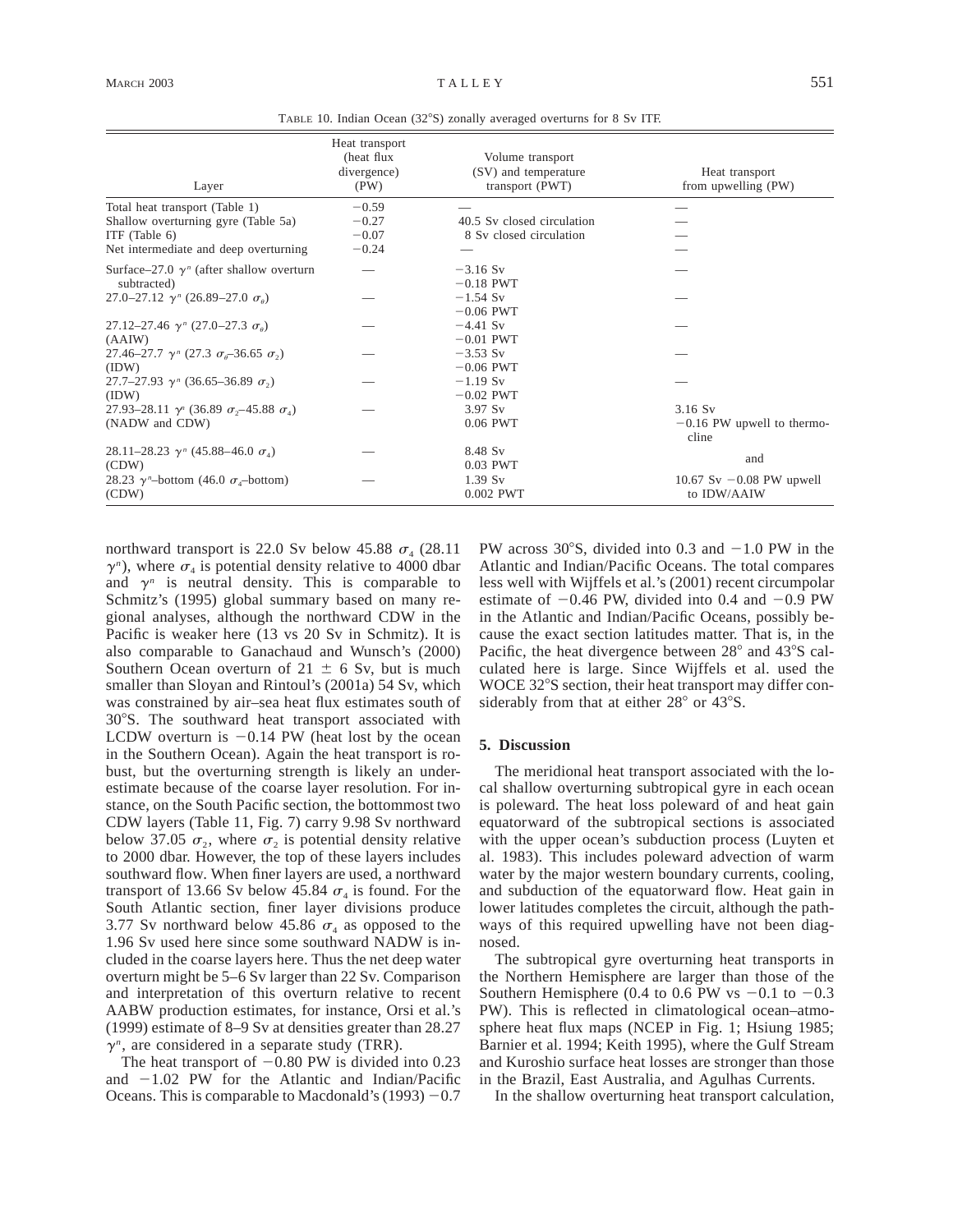TABLE 10. Indian Ocean (32°S) zonally averaged overturns for 8 Sv ITF.

| Layer | Heat transport (heat flux divergence) (PW) | Volume transport (SV) and temperature transport (PWT) | Heat transport from upwelling (PW) |
|---|---|---|---|
| Total heat transport (Table 1) | −0.59 | — | — |
| Shallow overturning gyre (Table 5a) | −0.27 | 40.5 Sv closed circulation | — |
| ITF (Table 6) | −0.07 | 8 Sv closed circulation | — |
| Net intermediate and deep overturning | −0.24 | — | — |
| Surface–27.0 $\gamma^n$ (after shallow overturn subtracted) | — | −3.16 Sv −0.18 PWT | — |
| 27.0–27.12 $\gamma^n$ (26.89–27.0 $\sigma_\theta$) | — | −1.54 Sv −0.06 PWT | — |
| 27.12–27.46 $\gamma^n$ (27.0–27.3 $\sigma_\theta$) (AAIW) | — | −4.41 Sv −0.01 PWT | — |
| 27.46–27.7 $\gamma^n$ (27.3 $\sigma_\theta$–36.65 $\sigma_2$) (IDW) | — | −3.53 Sv −0.06 PWT | — |
| 27.7–27.93 $\gamma^n$ (36.65–36.89 $\sigma_2$) (IDW) | — | −1.19 Sv −0.02 PWT | — |
| 27.93–28.11 $\gamma^n$ (36.89 $\sigma_2$–45.88 $\sigma_4$) (NADW and CDW) | — | 3.97 Sv 0.06 PWT | 3.16 Sv −0.16 PW upwell to thermocline |
| 28.11–28.23 $\gamma^n$ (45.88–46.0 $\sigma_4$) (CDW) | — | 8.48 Sv 0.03 PWT | and |
| 28.23 $\gamma^n$–bottom (46.0 $\sigma_4$–bottom) (CDW) | — | 1.39 Sv 0.002 PWT | 10.67 Sv −0.08 PW upwell to IDW/AAIW |

northward transport is 22.0 Sv below 45.88 $\sigma_4$ (28.11 $\gamma^n$), where $\sigma_4$ is potential density relative to 4000 dbar and $\gamma^n$ is neutral density. This is comparable to Schmitz's (1995) global summary based on many regional analyses, although the northward CDW in the Pacific is weaker here (13 vs 20 Sv in Schmitz). It is also comparable to Ganachaud and Wunsch's (2000) Southern Ocean overturn of 21 ± 6 Sv, but is much smaller than Sloyan and Rintoul's (2001a) 54 Sv, which was constrained by air–sea heat flux estimates south of 30°S. The southward heat transport associated with LCDW overturn is −0.14 PW (heat lost by the ocean in the Southern Ocean). Again the heat transport is robust, but the overturning strength is likely an underestimate because of the coarse layer resolution. For instance, on the South Pacific section, the bottommost two CDW layers (Table 11, Fig. 7) carry 9.98 Sv northward below 37.05 $\sigma_2$, where $\sigma_2$ is potential density relative to 2000 dbar. However, the top of these layers includes southward flow. When finer layers are used, a northward transport of 13.66 Sv below 45.84 $\sigma_4$ is found. For the South Atlantic section, finer layer divisions produce 3.77 Sv northward below 45.86 $\sigma_4$ as opposed to the 1.96 Sv used here since some southward NADW is included in the coarse layers here. Thus the net deep water overturn might be 5–6 Sv larger than 22 Sv. Comparison and interpretation of this overturn relative to recent AABW production estimates, for instance, Orsi et al.'s (1999) estimate of 8–9 Sv at densities greater than 28.27 $\gamma^n$, are considered in a separate study (TRR).

The heat transport of −0.80 PW is divided into 0.23 and −1.02 PW for the Atlantic and Indian/Pacific Oceans. This is comparable to Macdonald's (1993) −0.7 PW across 30°S, divided into 0.3 and −1.0 PW in the Atlantic and Indian/Pacific Oceans. The total compares less well with Wijffels et al.'s (2001) recent circumpolar estimate of −0.46 PW, divided into 0.4 and −0.9 PW in the Atlantic and Indian/Pacific Oceans, possibly because the exact section latitudes matter. That is, in the Pacific, the heat divergence between 28° and 43°S calculated here is large. Since Wijffels et al. used the WOCE 32°S section, their heat transport may differ considerably from that at either 28° or 43°S.

## 5. Discussion

The meridional heat transport associated with the local shallow overturning subtropical gyre in each ocean is poleward. The heat loss poleward of and heat gain equatorward of the subtropical sections is associated with the upper ocean's subduction process (Luyten et al. 1983). This includes poleward advection of warm water by the major western boundary currents, cooling, and subduction of the equatorward flow. Heat gain in lower latitudes completes the circuit, although the pathways of this required upwelling have not been diagnosed.

The subtropical gyre overturning heat transports in the Northern Hemisphere are larger than those of the Southern Hemisphere (0.4 to 0.6 PW vs −0.1 to −0.3 PW). This is reflected in climatological ocean–atmosphere heat flux maps (NCEP in Fig. 1; Hsiung 1985; Barnier et al. 1994; Keith 1995), where the Gulf Stream and Kuroshio surface heat losses are stronger than those in the Brazil, East Australia, and Agulhas Currents.

In the shallow overturning heat transport calculation,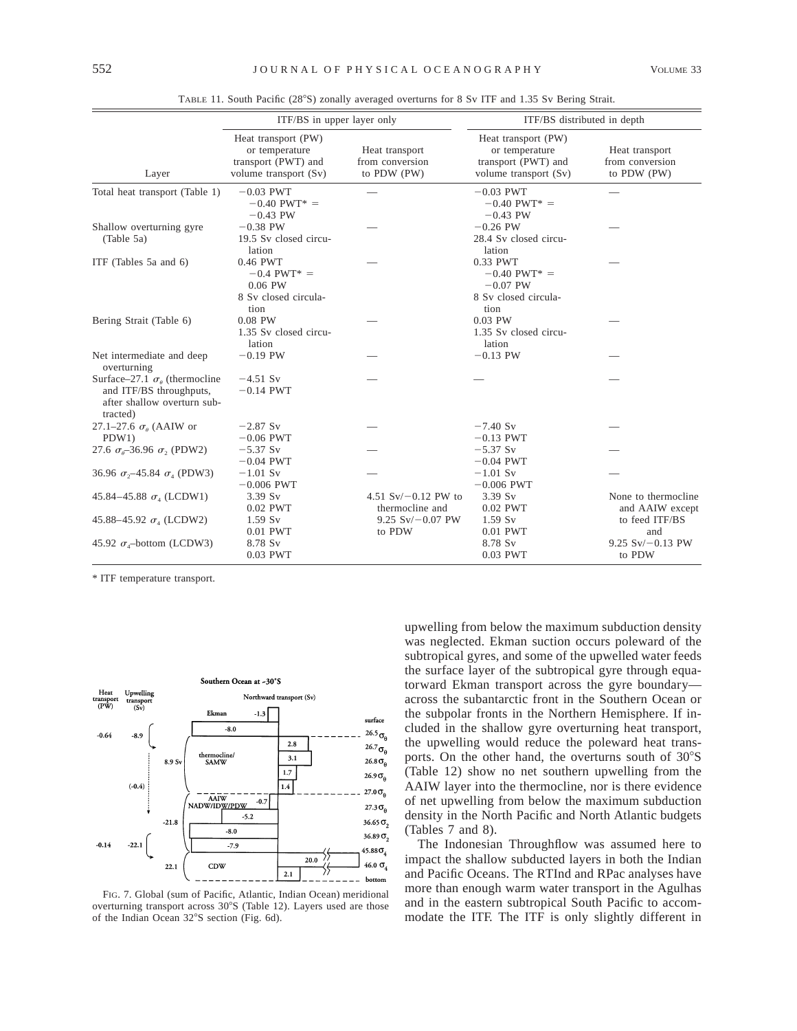TABLE 11. South Pacific (28°S) zonally averaged overturns for 8 Sv ITF and 1.35 Sv Bering Strait.

| | ITF/BS in upper layer only | | ITF/BS distributed in depth | |
|---|---|---|---|---|
| Layer | Heat transport (PW) or temperature transport (PWT) and volume transport (Sv) | Heat transport from conversion to PDW (PW) | Heat transport (PW) or temperature transport (PWT) and volume transport (Sv) | Heat transport from conversion to PDW (PW) |
| Total heat transport (Table 1) | −0.03 PWT −0.40 PWT* = −0.43 PW | — | −0.03 PWT −0.40 PWT* = −0.43 PW | — |
| Shallow overturning gyre (Table 5a) | −0.38 PW 19.5 Sv closed circulation | — | −0.26 PW 28.4 Sv closed circulation | — |
| ITF (Tables 5a and 6) | 0.46 PWT −0.4 PWT* = 0.06 PW 8 Sv closed circulation | — | 0.33 PWT −0.40 PWT* = −0.07 PW 8 Sv closed circulation | — |
| Bering Strait (Table 6) | 0.08 PW 1.35 Sv closed circulation | — | 0.03 PW 1.35 Sv closed circulation | — |
| Net intermediate and deep overturning | −0.19 PW | — | −0.13 PW | — |
| Surface–27.1 $\sigma_\theta$ (thermocline and ITF/BS throughputs, after shallow overturn subtracted) | −4.51 Sv −0.14 PWT | — | — | — |
| 27.1–27.6 $\sigma_\theta$ (AAIW or PDW1) | −2.87 Sv −0.06 PWT | — | −7.40 Sv −0.13 PWT | — |
| 27.6 $\sigma_\theta$–36.96 $\sigma_2$ (PDW2) | −5.37 Sv −0.04 PWT | — | −5.37 Sv −0.04 PWT | — |
| 36.96 $\sigma_2$–45.84 $\sigma_4$ (PDW3) | −1.01 Sv −0.006 PWT | — | −1.01 Sv −0.006 PWT | — |
| 45.84–45.88 $\sigma_4$ (LCDW1) | 3.39 Sv 0.02 PWT | 4.51 Sv/−0.12 PW to thermocline and | 3.39 Sv 0.02 PWT | None to thermocline and AAIW except |
| 45.88–45.92 $\sigma_4$ (LCDW2) | 1.59 Sv 0.01 PWT | 9.25 Sv/−0.07 PW to PDW | 1.59 Sv 0.01 PWT | to feed ITF/BS and |
| 45.92 $\sigma_4$–bottom (LCDW3) | 8.78 Sv 0.03 PWT | | 8.78 Sv 0.03 PWT | 9.25 Sv/−0.13 PW to PDW |

* ITF temperature transport.

FIG. 7. Global (sum of Pacific, Atlantic, Indian Ocean) meridional overturning transport across 30°S (Table 12). Layers used are those of the Indian Ocean 32°S section (Fig. 6d).

upwelling from below the maximum subduction density was neglected. Ekman suction occurs poleward of the subtropical gyres, and some of the upwelled water feeds the surface layer of the subtropical gyre through equatorward Ekman transport across the gyre boundary—across the subantarctic front in the Southern Ocean or the subpolar fronts in the Northern Hemisphere. If included in the shallow gyre overturning heat transport, the upwelling would reduce the poleward heat transports. On the other hand, the overturns south of 30°S (Table 12) show no net southern upwelling from the AAIW layer into the thermocline, nor is there evidence of net upwelling from below the maximum subduction density in the North Pacific and North Atlantic budgets (Tables 7 and 8).

The Indonesian Throughflow was assumed here to impact the shallow subducted layers in both the Indian and Pacific Oceans. The RTInd and RPac analyses have more than enough warm water transport in the Agulhas and in the eastern subtropical South Pacific to accommodate the ITF. The ITF is only slightly different in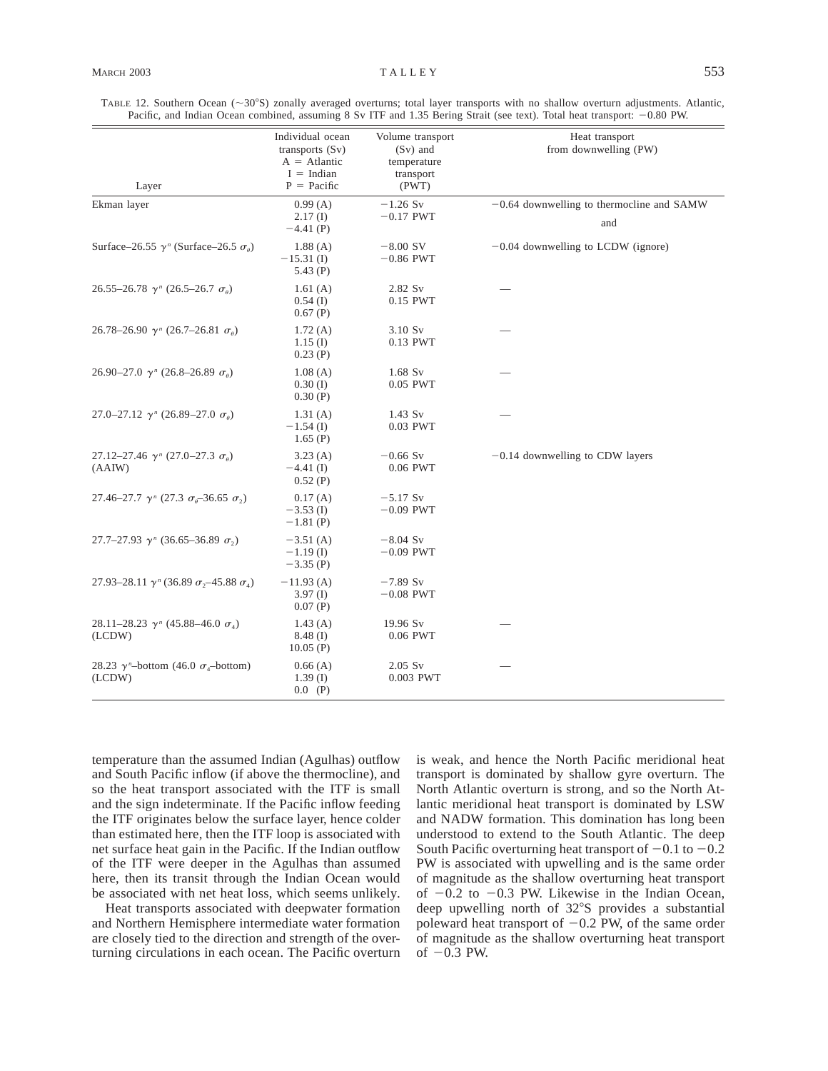TABLE 12. Southern Ocean (~30°S) zonally averaged overturns; total layer transports with no shallow overturn adjustments. Atlantic, Pacific, and Indian Ocean combined, assuming 8 Sv ITF and 1.35 Bering Strait (see text). Total heat transport: −0.80 PW.

| Layer | Individual ocean transports (Sv) A = Atlantic I = Indian P = Pacific | Volume transport (Sv) and temperature transport (PWT) | Heat transport from downwelling (PW) |
|---|---|---|---|
| Ekman layer | 0.99 (A) 2.17 (I) −4.41 (P) | −1.26 Sv −0.17 PWT | −0.64 downwelling to thermocline and SAMW and |
| Surface–26.55 $\gamma^n$ (Surface–26.5 $\sigma_\theta$) | 1.88 (A) −15.31 (I) 5.43 (P) | −8.00 SV −0.86 PWT | −0.04 downwelling to LCDW (ignore) |
| 26.55–26.78 $\gamma^n$ (26.5–26.7 $\sigma_\theta$) | 1.61 (A) 0.54 (I) 0.67 (P) | 2.82 Sv 0.15 PWT | — |
| 26.78–26.90 $\gamma^n$ (26.7–26.81 $\sigma_\theta$) | 1.72 (A) 1.15 (I) 0.23 (P) | 3.10 Sv 0.13 PWT | — |
| 26.90–27.0 $\gamma^n$ (26.8–26.89 $\sigma_\theta$) | 1.08 (A) 0.30 (I) 0.30 (P) | 1.68 Sv 0.05 PWT | — |
| 27.0–27.12 $\gamma^n$ (26.89–27.0 $\sigma_\theta$) | 1.31 (A) −1.54 (I) 1.65 (P) | 1.43 Sv 0.03 PWT | — |
| 27.12–27.46 $\gamma^n$ (27.0–27.3 $\sigma_\theta$) (AAIW) | 3.23 (A) −4.41 (I) 0.52 (P) | −0.66 Sv 0.06 PWT | −0.14 downwelling to CDW layers |
| 27.46–27.7 $\gamma^n$ (27.3 $\sigma_\theta$–36.65 $\sigma_2$) | 0.17 (A) −3.53 (I) −1.81 (P) | −5.17 Sv −0.09 PWT | |
| 27.7–27.93 $\gamma^n$ (36.65–36.89 $\sigma_2$) | −3.51 (A) −1.19 (I) −3.35 (P) | −8.04 Sv −0.09 PWT | |
| 27.93–28.11 $\gamma^n$ (36.89 $\sigma_2$–45.88 $\sigma_4$) | −11.93 (A) 3.97 (I) 0.07 (P) | −7.89 Sv −0.08 PWT | |
| 28.11–28.23 $\gamma^n$ (45.88–46.0 $\sigma_4$) (LCDW) | 1.43 (A) 8.48 (I) 10.05 (P) | 19.96 Sv 0.06 PWT | — |
| 28.23 $\gamma^n$–bottom (46.0 $\sigma_4$–bottom) (LCDW) | 0.66 (A) 1.39 (I) 0.0 (P) | 2.05 Sv 0.003 PWT | — |

temperature than the assumed Indian (Agulhas) outflow and South Pacific inflow (if above the thermocline), and so the heat transport associated with the ITF is small and the sign indeterminate. If the Pacific inflow feeding the ITF originates below the surface layer, hence colder than estimated here, then the ITF loop is associated with net surface heat gain in the Pacific. If the Indian outflow of the ITF were deeper in the Agulhas than assumed here, then its transit through the Indian Ocean would be associated with net heat loss, which seems unlikely.

Heat transports associated with deepwater formation and Northern Hemisphere intermediate water formation are closely tied to the direction and strength of the overturning circulations in each ocean. The Pacific overturn is weak, and hence the North Pacific meridional heat transport is dominated by shallow gyre overturn. The North Atlantic overturn is strong, and so the North Atlantic meridional heat transport is dominated by LSW and NADW formation. This domination has long been understood to extend to the South Atlantic. The deep South Pacific overturning heat transport of −0.1 to −0.2 PW is associated with upwelling and is the same order of magnitude as the shallow overturning heat transport of −0.2 to −0.3 PW. Likewise in the Indian Ocean, deep upwelling north of 32°S provides a substantial poleward heat transport of −0.2 PW, of the same order of magnitude as the shallow overturning heat transport of −0.3 PW.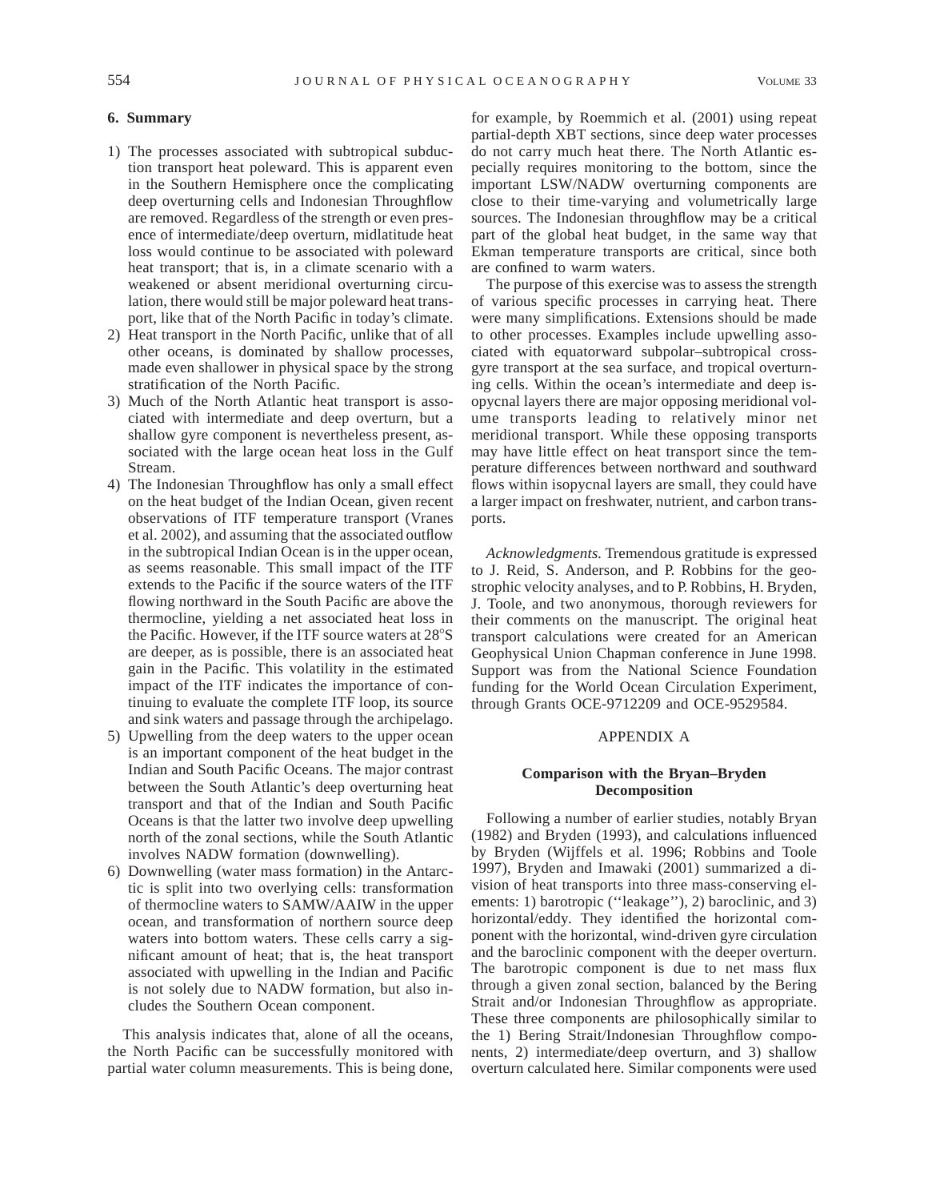## 6. Summary

1) The processes associated with subtropical subduction transport heat poleward. This is apparent even in the Southern Hemisphere once the complicating deep overturning cells and Indonesian Throughflow are removed. Regardless of the strength or even presence of intermediate/deep overturn, midlatitude heat loss would continue to be associated with poleward heat transport; that is, in a climate scenario with a weakened or absent meridional overturning circulation, there would still be major poleward heat transport, like that of the North Pacific in today's climate.
2) Heat transport in the North Pacific, unlike that of all other oceans, is dominated by shallow processes, made even shallower in physical space by the strong stratification of the North Pacific.
3) Much of the North Atlantic heat transport is associated with intermediate and deep overturn, but a shallow gyre component is nevertheless present, associated with the large ocean heat loss in the Gulf Stream.
4) The Indonesian Throughflow has only a small effect on the heat budget of the Indian Ocean, given recent observations of ITF temperature transport (Vranes et al. 2002), and assuming that the associated outflow in the subtropical Indian Ocean is in the upper ocean, as seems reasonable. This small impact of the ITF extends to the Pacific if the source waters of the ITF flowing northward in the South Pacific are above the thermocline, yielding a net associated heat loss in the Pacific. However, if the ITF source waters at 28°S are deeper, as is possible, there is an associated heat gain in the Pacific. This volatility in the estimated impact of the ITF indicates the importance of continuing to evaluate the complete ITF loop, its source and sink waters and passage through the archipelago.
5) Upwelling from the deep waters to the upper ocean is an important component of the heat budget in the Indian and South Pacific Oceans. The major contrast between the South Atlantic's deep overturning heat transport and that of the Indian and South Pacific Oceans is that the latter two involve deep upwelling north of the zonal sections, while the South Atlantic involves NADW formation (downwelling).
6) Downwelling (water mass formation) in the Antarctic is split into two overlying cells: transformation of thermocline waters to SAMW/AAIW in the upper ocean, and transformation of northern source deep waters into bottom waters. These cells carry a significant amount of heat; that is, the heat transport associated with upwelling in the Indian and Pacific is not solely due to NADW formation, but also includes the Southern Ocean component.

This analysis indicates that, alone of all the oceans, the North Pacific can be successfully monitored with partial water column measurements. This is being done, for example, by Roemmich et al. (2001) using repeat partial-depth XBT sections, since deep water processes do not carry much heat there. The North Atlantic especially requires monitoring to the bottom, since the important LSW/NADW overturning components are close to their time-varying and volumetrically large sources. The Indonesian throughflow may be a critical part of the global heat budget, in the same way that Ekman temperature transports are critical, since both are confined to warm waters.

The purpose of this exercise was to assess the strength of various specific processes in carrying heat. There were many simplifications. Extensions should be made to other processes. Examples include upwelling associated with equatorward subpolar–subtropical cross-gyre transport at the sea surface, and tropical overturning cells. Within the ocean's intermediate and deep isopycnal layers there are major opposing meridional volume transports leading to relatively minor net meridional transport. While these opposing transports may have little effect on heat transport since the temperature differences between northward and southward flows within isopycnal layers are small, they could have a larger impact on freshwater, nutrient, and carbon transports.

*Acknowledgments.* Tremendous gratitude is expressed to J. Reid, S. Anderson, and P. Robbins for the geostrophic velocity analyses, and to P. Robbins, H. Bryden, J. Toole, and two anonymous, thorough reviewers for their comments on the manuscript. The original heat transport calculations were created for an American Geophysical Union Chapman conference in June 1998. Support was from the National Science Foundation funding for the World Ocean Circulation Experiment, through Grants OCE-9712209 and OCE-9529584.

## APPENDIX A

### Comparison with the Bryan–Bryden Decomposition

Following a number of earlier studies, notably Bryan (1982) and Bryden (1993), and calculations influenced by Bryden (Wijffels et al. 1996; Robbins and Toole 1997), Bryden and Imawaki (2001) summarized a division of heat transports into three mass-conserving elements: 1) barotropic (''leakage''), 2) baroclinic, and 3) horizontal/eddy. They identified the horizontal component with the horizontal, wind-driven gyre circulation and the baroclinic component with the deeper overturn. The barotropic component is due to net mass flux through a given zonal section, balanced by the Bering Strait and/or Indonesian Throughflow as appropriate. These three components are philosophically similar to the 1) Bering Strait/Indonesian Throughflow components, 2) intermediate/deep overturn, and 3) shallow overturn calculated here. Similar components were used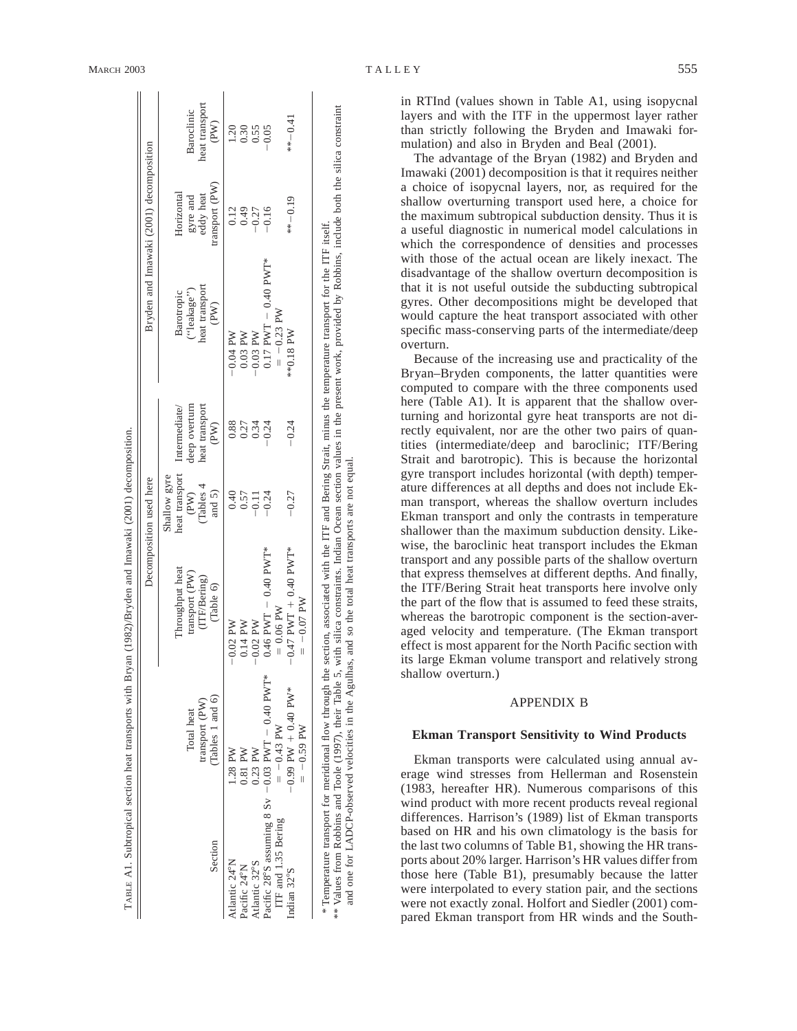TABLE A1. Subtropical section heat transports with Bryan (1982)/Bryden and Imawaki (2001) decomposition.

| Section | Total heat transport (PW) (Tables 1 and 6) | Decomposition used here: Throughput heat transport (PW) (ITF/Bering) (Table 6) | Decomposition used here: Shallow gyre heat transport (PW) (Tables 4 and 5) | Decomposition used here: Intermediate/deep overturn heat transport (PW) | Bryden and Imawaki (2001) decomposition: Barotropic ("leakage") heat transport (PW) | Bryden and Imawaki (2001) decomposition: Horizontal gyre and eddy heat transport (PW) | Bryden and Imawaki (2001) decomposition: Baroclinic heat transport (PW) |
|---|---|---|---|---|---|---|---|
| Atlantic 24°N | 1.28 PW | −0.02 PW | 0.40 | 0.88 | −0.04 PW | 0.12 | 1.20 |
| Pacific 24°N | 0.81 PW | 0.14 PW | 0.57 | 0.27 | 0.03 PW | 0.49 | 0.30 |
| Atlantic 32°S | 0.23 PW | −0.02 PW | −0.11 | 0.34 | −0.03 PW | −0.27 | 0.55 |
| Pacific 28°S assuming 8 Sv ITF and 1.35 Bering | −0.03 PWT − 0.40 PWT* = −0.43 PW | 0.46 PWT − 0.40 PWT* = 0.06 PW | −0.24 | −0.24 | 0.17 PWT − 0.40 PWT* = −0.23 PW | −0.16 | −0.05 |
| Indian 32°S | −0.99 PW + 0.40 PW* = −0.59 PW | −0.47 PWT + 0.40 PWT* = −0.07 PW | −0.27 | −0.24 | **0.18 PW | **−0.19 | **−0.41 |

\* Temperature transport for meridional flow through the section, associated with the ITF and Bering Strait, minus the temperature transport for the ITF itself.
\*\* Values from Robbins and Toole (1997), their Table 5, with silica constraints. Indian Ocean section values in the present work, provided by Robbins, include both the silica constraint and one for LADCP-observed velocities in the Agulhas, and so the total heat transports are not equal.

in RTInd (values shown in Table A1, using isopycnal layers and with the ITF in the uppermost layer rather than strictly following the Bryden and Imawaki formulation) and also in Bryden and Beal (2001).

The advantage of the Bryan (1982) and Bryden and Imawaki (2001) decomposition is that it requires neither a choice of isopycnal layers, nor, as required for the shallow overturning transport used here, a choice for the maximum subtropical subduction density. Thus it is a useful diagnostic in numerical model calculations in which the correspondence of densities and processes with those of the actual ocean are likely inexact. The disadvantage of the shallow overturn decomposition is that it is not useful outside the subducting subtropical gyres. Other decompositions might be developed that would capture the heat transport associated with other specific mass-conserving parts of the intermediate/deep overturn.

Because of the increasing use and practicality of the Bryan–Bryden components, the latter quantities were computed to compare with the three components used here (Table A1). It is apparent that the shallow overturning and horizontal gyre heat transports are not directly equivalent, nor are the other two pairs of quantities (intermediate/deep and baroclinic; ITF/Bering Strait and barotropic). This is because the horizontal gyre transport includes horizontal (with depth) temperature differences at all depths and does not include Ekman transport, whereas the shallow overturn includes Ekman transport and only the contrasts in temperature shallower than the maximum subduction density. Likewise, the baroclinic heat transport includes the Ekman transport and any possible parts of the shallow overturn that express themselves at different depths. And finally, the ITF/Bering Strait heat transports here involve only the part of the flow that is assumed to feed these straits, whereas the barotropic component is the section-averaged velocity and temperature. (The Ekman transport effect is most apparent for the North Pacific section with its large Ekman volume transport and relatively strong shallow overturn.)

## APPENDIX B

### Ekman Transport Sensitivity to Wind Products

Ekman transports were calculated using annual average wind stresses from Hellerman and Rosenstein (1983, hereafter HR). Numerous comparisons of this wind product with more recent products reveal regional differences. Harrison's (1989) list of Ekman transports based on HR and his own climatology is the basis for the last two columns of Table B1, showing the HR transports about 20% larger. Harrison's HR values differ from those here (Table B1), presumably because the latter were interpolated to every station pair, and the sections were not exactly zonal. Holfort and Siedler (2001) compared Ekman transport from HR winds and the South-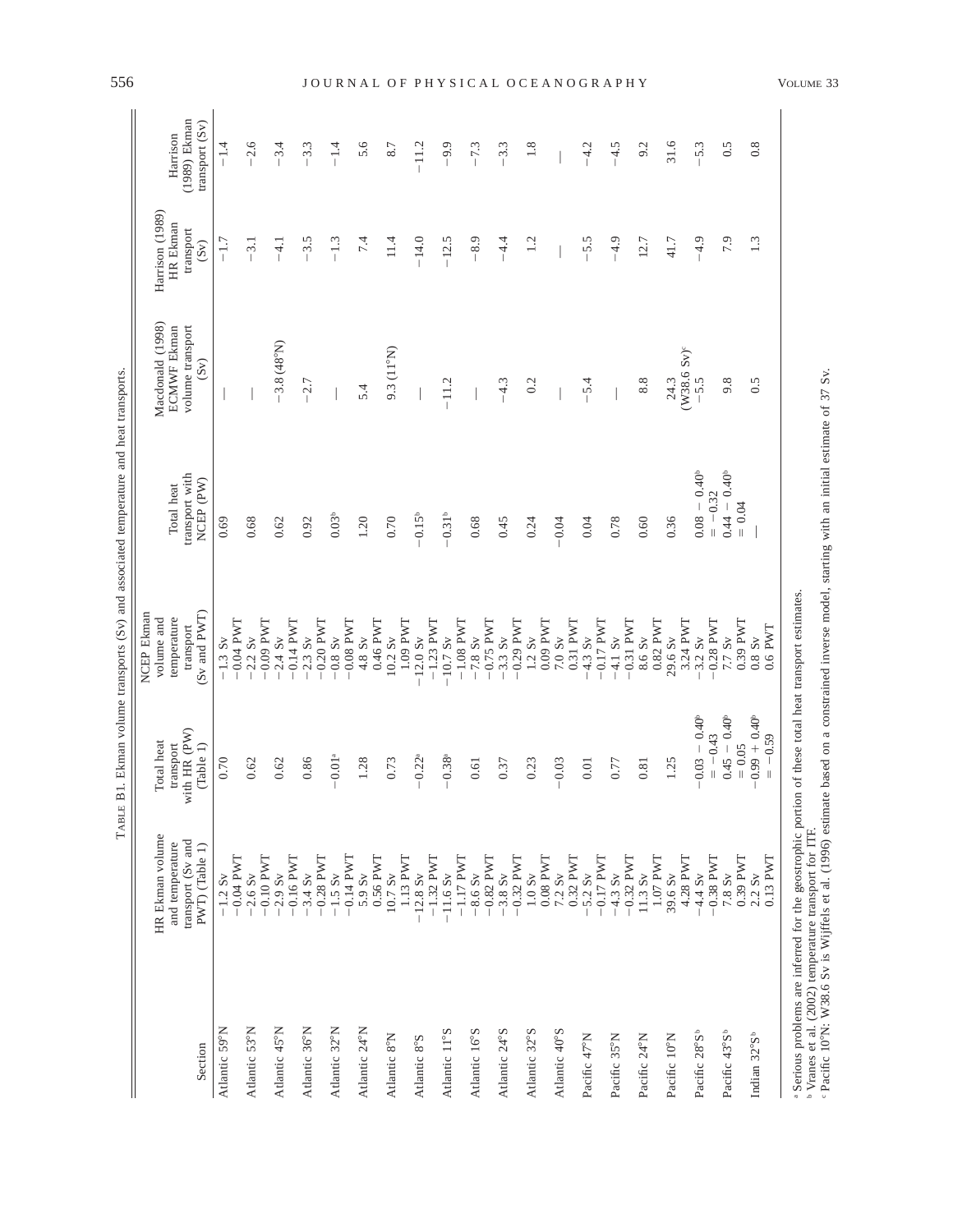TABLE B1. Ekman volume transports (Sv) and associated temperature and heat transports.

| Section | HR Ekman volume and temperature transport (Sv and PWT) (Table 1) | Total heat transport with HR (PW) (Table 1) | NCEP Ekman volume and temperature transport (Sv and PWT) | Total heat transport with NCEP (PW) | Macdonald (1998) ECMWF Ekman volume transport (Sv) | Harrison (1989) HR Ekman transport (Sv) | Harrison (1989) Ekman transport (Sv) |
|---|---|---|---|---|---|---|---|
| Atlantic 59°N | −1.2 Sv<br>−0.04 PWT | 0.70 | −1.3 Sv<br>−0.04 PWT | 0.69 | — | −1.7 | −1.4 |
| Atlantic 53°N | −2.6 Sv<br>−0.10 PWT | 0.62 | −2.2 Sv<br>−0.09 PWT | 0.68 | — | −3.1 | −2.6 |
| Atlantic 45°N | −2.9 Sv<br>−0.16 PWT | 0.62 | −2.4 Sv<br>−0.14 PWT | 0.62 | −3.8 (48°N) | −4.1 | −3.4 |
| Atlantic 36°N | −3.4 Sv<br>−0.28 PWT | 0.86 | −2.3 Sv<br>−0.20 PWT | 0.92 | −2.7 | −3.5 | −3.3 |
| Atlantic 32°N | −1.5 Sv<br>−0.14 PWT | −0.01[a] | −0.8 Sv<br>−0.08 PWT | 0.03[b] | — | −1.3 | −1.4 |
| Atlantic 24°N | 5.9 Sv<br>0.56 PWT | 1.28 | 4.8 Sv<br>0.46 PWT | 1.20 | 5.4 | 7.4 | 5.6 |
| Atlantic 8°N | 10.7 Sv<br>1.13 PWT | 0.73 | 10.2 Sv<br>1.09 PWT | 0.70 | 9.3 (11°N) | 11.4 | 8.7 |
| Atlantic 8°S | −12.8 Sv<br>−1.32 PWT | −0.22[a] | −12.0 Sv<br>−1.23 PWT | −0.15[b] | — | −14.0 | −11.2 |
| Atlantic 11°S | −11.6 Sv<br>−1.17 PWT | −0.38[a] | −10.7 Sv<br>−1.08 PWT | −0.31[b] | −11.2 | −12.5 | −9.9 |
| Atlantic 16°S | −8.6 Sv<br>−0.82 PWT | 0.61 | −7.8 Sv<br>−0.75 PWT | 0.68 | — | −8.9 | −7.3 |
| Atlantic 24°S | −3.8 Sv<br>−0.32 PWT | 0.37 | −3.3 Sv<br>−0.29 PWT | 0.45 | −4.3 | −4.4 | −3.3 |
| Atlantic 32°S | 1.0 Sv<br>0.08 PWT | 0.23 | 1.2 Sv<br>0.09 PWT | 0.24 | 0.2 | 1.2 | 1.8 |
| Atlantic 40°S | 7.2 Sv<br>0.32 PWT | −0.03 | 7.0 Sv<br>0.31 PWT | −0.04 | — | — | — |
| Pacific 47°N | −5.2 Sv<br>−0.17 PWT | 0.01 | −4.3 Sv<br>−0.17 PWT | 0.04 | −5.4 | −5.5 | −4.2 |
| Pacific 35°N | −4.3 Sv<br>−0.32 PWT | 0.77 | −4.1 Sv<br>−0.31 PWT | 0.78 | — | −4.9 | −4.5 |
| Pacific 24°N | 11.3 Sv<br>1.07 PWT | 0.81 | 8.6 Sv<br>0.82 PWT | 0.60 | 8.8 | 12.7 | 9.2 |
| Pacific 10°N | 39.6 Sv<br>4.28 PWT | 1.25 | 29.6 Sv<br>3.24 PWT | 0.36 | 24.3<br>(W38.6 Sv)[c] | 41.7 | 31.6 |
| Pacific 28°S[b] | −4.4 Sv<br>−0.38 PWT | −0.03 − 0.40[b]<br>= −0.43 | −3.2 Sv<br>−0.28 PWT | 0.08 − 0.40[b]<br>= −0.32 | −5.5 | −4.9 | −5.3 |
| Pacific 43°S[b] | 7.8 Sv<br>0.39 PWT | 0.45 − 0.40[b]<br>= 0.05 | 7.7 Sv<br>0.39 PWT | 0.44 − 0.40[b]<br>= 0.04 | 9.8 | 7.9 | 0.5 |
| Indian 32°S[b] | 2.2 Sv<br>0.13 PWT | −0.99 + 0.40[b]<br>= −0.59 | 0.8 Sv<br>0.6 PWT | — | 0.5 | 1.3 | 0.8 |

[a] Serious problems are inferred for the geostrophic portion of these total heat transport estimates.
[b] Vranes et al. (2002) temperature transport for ITF.
[c] Pacific 10°N: W38.6 Sv is Wijffels et al. (1996) estimate based on a constrained inverse model, starting with an initial estimate of 37 Sv.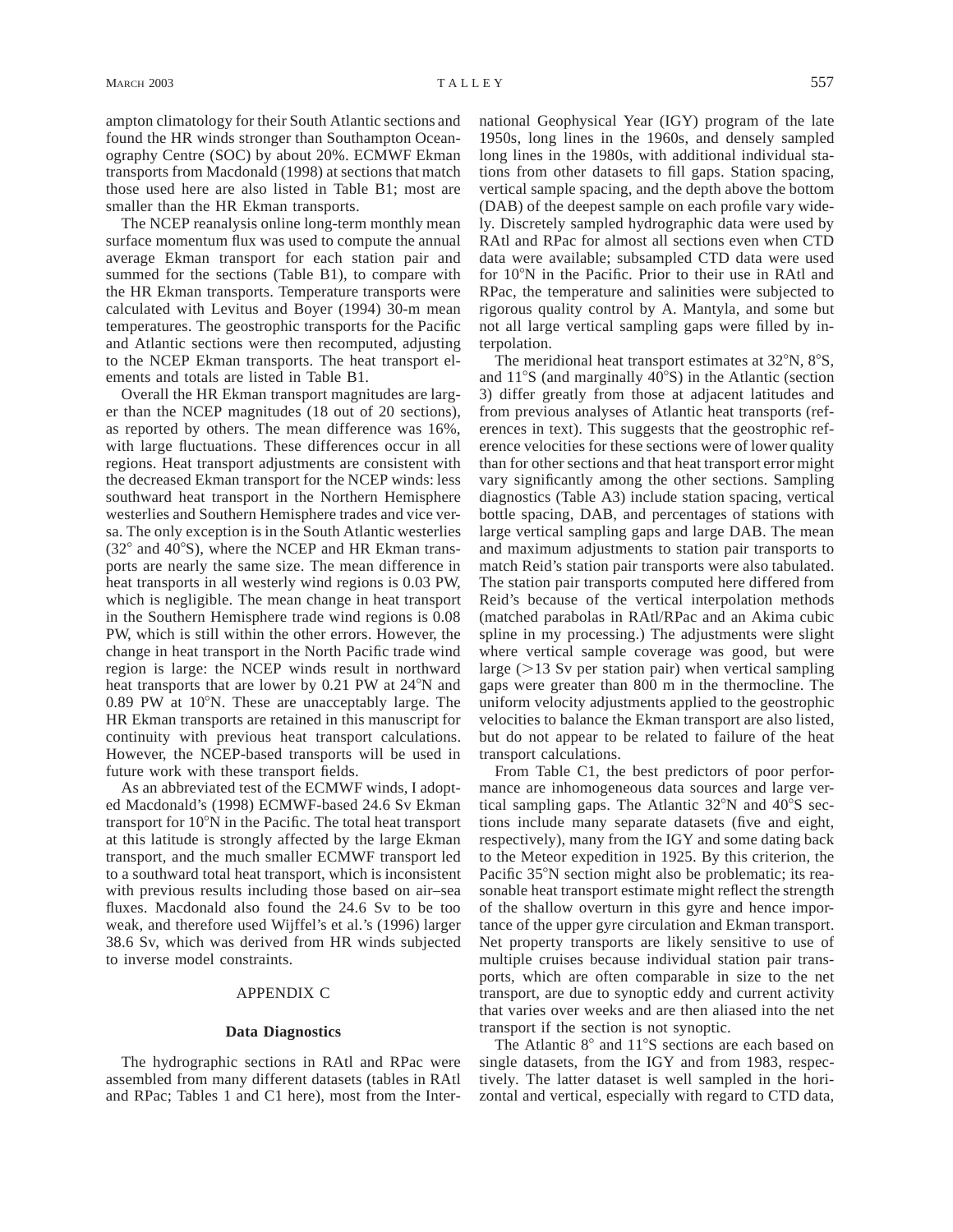ampton climatology for their South Atlantic sections and found the HR winds stronger than Southampton Oceanography Centre (SOC) by about 20%. ECMWF Ekman transports from Macdonald (1998) at sections that match those used here are also listed in Table B1; most are smaller than the HR Ekman transports.

The NCEP reanalysis online long-term monthly mean surface momentum flux was used to compute the annual average Ekman transport for each station pair and summed for the sections (Table B1), to compare with the HR Ekman transports. Temperature transports were calculated with Levitus and Boyer (1994) 30-m mean temperatures. The geostrophic transports for the Pacific and Atlantic sections were then recomputed, adjusting to the NCEP Ekman transports. The heat transport elements and totals are listed in Table B1.

Overall the HR Ekman transport magnitudes are larger than the NCEP magnitudes (18 out of 20 sections), as reported by others. The mean difference was 16%, with large fluctuations. These differences occur in all regions. Heat transport adjustments are consistent with the decreased Ekman transport for the NCEP winds: less southward heat transport in the Northern Hemisphere westerlies and Southern Hemisphere trades and vice versa. The only exception is in the South Atlantic westerlies (32° and 40°S), where the NCEP and HR Ekman transports are nearly the same size. The mean difference in heat transports in all westerly wind regions is 0.03 PW, which is negligible. The mean change in heat transport in the Southern Hemisphere trade wind regions is 0.08 PW, which is still within the other errors. However, the change in heat transport in the North Pacific trade wind region is large: the NCEP winds result in northward heat transports that are lower by 0.21 PW at 24°N and 0.89 PW at 10°N. These are unacceptably large. The HR Ekman transports are retained in this manuscript for continuity with previous heat transport calculations. However, the NCEP-based transports will be used in future work with these transport fields.

As an abbreviated test of the ECMWF winds, I adopted Macdonald's (1998) ECMWF-based 24.6 Sv Ekman transport for 10°N in the Pacific. The total heat transport at this latitude is strongly affected by the large Ekman transport, and the much smaller ECMWF transport led to a southward total heat transport, which is inconsistent with previous results including those based on air–sea fluxes. Macdonald also found the 24.6 Sv to be too weak, and therefore used Wijffel's et al.'s (1996) larger 38.6 Sv, which was derived from HR winds subjected to inverse model constraints.

## APPENDIX C

### Data Diagnostics

The hydrographic sections in RAtl and RPac were assembled from many different datasets (tables in RAtl and RPac; Tables 1 and C1 here), most from the International Geophysical Year (IGY) program of the late 1950s, long lines in the 1960s, and densely sampled long lines in the 1980s, with additional individual stations from other datasets to fill gaps. Station spacing, vertical sample spacing, and the depth above the bottom (DAB) of the deepest sample on each profile vary widely. Discretely sampled hydrographic data were used by RAtl and RPac for almost all sections even when CTD data were available; subsampled CTD data were used for 10°N in the Pacific. Prior to their use in RAtl and RPac, the temperature and salinities were subjected to rigorous quality control by A. Mantyla, and some but not all large vertical sampling gaps were filled by interpolation.

The meridional heat transport estimates at 32°N, 8°S, and 11°S (and marginally 40°S) in the Atlantic (section 3) differ greatly from those at adjacent latitudes and from previous analyses of Atlantic heat transports (references in text). This suggests that the geostrophic reference velocities for these sections were of lower quality than for other sections and that heat transport error might vary significantly among the other sections. Sampling diagnostics (Table A3) include station spacing, vertical bottle spacing, DAB, and percentages of stations with large vertical sampling gaps and large DAB. The mean and maximum adjustments to station pair transports to match Reid's station pair transports were also tabulated. The station pair transports computed here differed from Reid's because of the vertical interpolation methods (matched parabolas in RAtl/RPac and an Akima cubic spline in my processing.) The adjustments were slight where vertical sample coverage was good, but were large (>13 Sv per station pair) when vertical sampling gaps were greater than 800 m in the thermocline. The uniform velocity adjustments applied to the geostrophic velocities to balance the Ekman transport are also listed, but do not appear to be related to failure of the heat transport calculations.

From Table C1, the best predictors of poor performance are inhomogeneous data sources and large vertical sampling gaps. The Atlantic 32°N and 40°S sections include many separate datasets (five and eight, respectively), many from the IGY and some dating back to the Meteor expedition in 1925. By this criterion, the Pacific 35°N section might also be problematic; its reasonable heat transport estimate might reflect the strength of the shallow overturn in this gyre and hence importance of the upper gyre circulation and Ekman transport. Net property transports are likely sensitive to use of multiple cruises because individual station pair transports, which are often comparable in size to the net transport, are due to synoptic eddy and current activity that varies over weeks and are then aliased into the net transport if the section is not synoptic.

The Atlantic 8° and 11°S sections are each based on single datasets, from the IGY and from 1983, respectively. The latter dataset is well sampled in the horizontal and vertical, especially with regard to CTD data,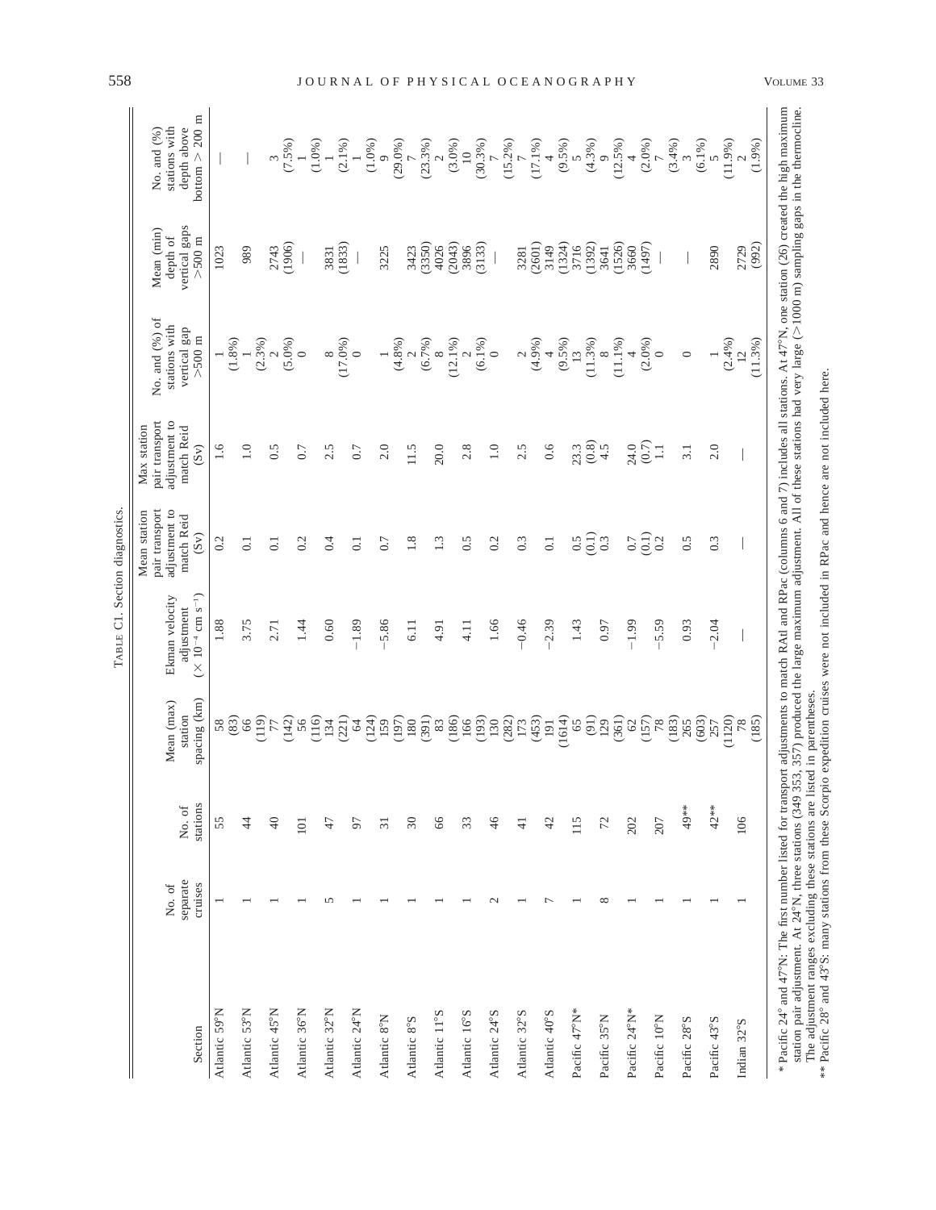TABLE C1. Section diagnostics.

| Section | No. of separate cruises | No. of stations | Mean (max) station spacing (km) | Ekman velocity adjustment ($\times 10^{-4}$ cm s$^{-1}$) | Mean station pair transport adjustment to match Reid (Sv) | Max station pair transport adjustment to match Reid (Sv) | No. and (%) of stations with vertical gap >500 m | Mean (min) depth of vertical gaps >500 m | No. and (%) stations with depth above bottom > 200 m |
|---|---|---|---|---|---|---|---|---|---|
| Atlantic 59°N | 1 | 55 | 58 (83) | 1.88 | 0.2 | 1.6 | 1 (1.8%) | 1023 | — |
| Atlantic 53°N | 1 | 44 | 66 (119) | 3.75 | 0.1 | 1.0 | 1 (2.3%) | 989 | — |
| Atlantic 45°N | 1 | 40 | 77 (142) | 2.71 | 0.1 | 0.5 | 2 (5.0%) | 2743 (1906) | 3 (7.5%) |
| Atlantic 36°N | 1 | 101 | 56 (116) | 1.44 | 0.2 | 0.7 | 0 | — | 1 (1.0%) |
| Atlantic 32°N | 5 | 47 | 134 (221) | 0.60 | 0.4 | 2.5 | 8 (17.0%) | 3831 (1833) | 1 (2.1%) |
| Atlantic 24°N | 1 | 97 | 64 (124) | −1.89 | 0.1 | 0.7 | 0 | — | 1 (1.0%) |
| Atlantic 8°N | 1 | 31 | 159 (197) | −5.86 | 0.7 | 2.0 | 1 (4.8%) | 3225 | 9 (29.0%) |
| Atlantic 8°S | 1 | 30 | 180 (391) | 6.11 | 1.8 | 11.5 | 2 (6.7%) | 3423 (3350) | 7 (23.3%) |
| Atlantic 11°S | 1 | 66 | 83 (186) | 4.91 | 1.3 | 20.0 | 8 (12.1%) | 4026 (2043) | 2 (3.0%) |
| Atlantic 16°S | 1 | 33 | 166 (193) | 4.11 | 0.5 | 2.8 | 2 (6.1%) | 3896 (3133) | 10 (30.3%) |
| Atlantic 24°S | 2 | 46 | 130 (282) | 1.66 | 0.2 | 1.0 | 0 | — | 7 (15.2%) |
| Atlantic 32°S | 1 | 41 | 173 (453) | −0.46 | 0.3 | 2.5 | 2 (4.9%) | 3281 (2601) | 7 (17.1%) |
| Atlantic 40°S | 7 | 42 | 191 (1614) | −2.39 | 0.1 | 0.6 | 4 (9.5%) | 3149 (1324) | 4 (9.5%) |
| Pacific 47°N* | 1 | 115 | 65 (91) | 1.43 | 0.5 (0.1) | 23.3 (0.8) | 13 (11.3%) | 3716 (1392) | 5 (4.3%) |
| Pacific 35°N | 8 | 72 | 129 (361) | 0.97 | 0.3 | 4.5 | 8 (11.1%) | 3641 (1526) | 9 (12.5%) |
| Pacific 24°N* | 1 | 202 | 62 (157) | −1.99 | 0.7 (0.1) | 24.0 (0.7) | 4 (2.0%) | 3660 (1497) | 4 (2.0%) |
| Pacific 10°N | 1 | 207 | 78 (183) | −5.59 | 0.2 | 1.1 | 0 | — | 7 (3.4%) |
| Pacific 28°S | 1 | 49** | 265 (603) | 0.93 | 0.5 | 3.1 | 0 | — | 3 (6.1%) |
| Pacific 43°S | 1 | 42** | 257 (1120) | −2.04 | 0.3 | 2.0 | 1 (2.4%) | 2890 | 5 (11.9%) |
| Indian 32°S | 1 | 106 | 78 (185) | — | — | — | 12 (11.3%) | 2729 (992) | 2 (1.9%) |

\* Pacific 24° and 47°N: The first number listed for transport adjustments to match RAtl and RPac (columns 6 and 7) includes all stations. At 47°N, one station (26) created the high maximum station pair adjustment. At 24°N, three stations (349 353, 357) produced the large maximum adjustment. All of these stations had very large (>1000 m) sampling gaps in the thermocline. The adjustment ranges excluding these stations are listed in parentheses.

\*\* Pacific 28° and 43°S: many stations from these Scorpio expedition cruises were not included in RPac and hence are not included here.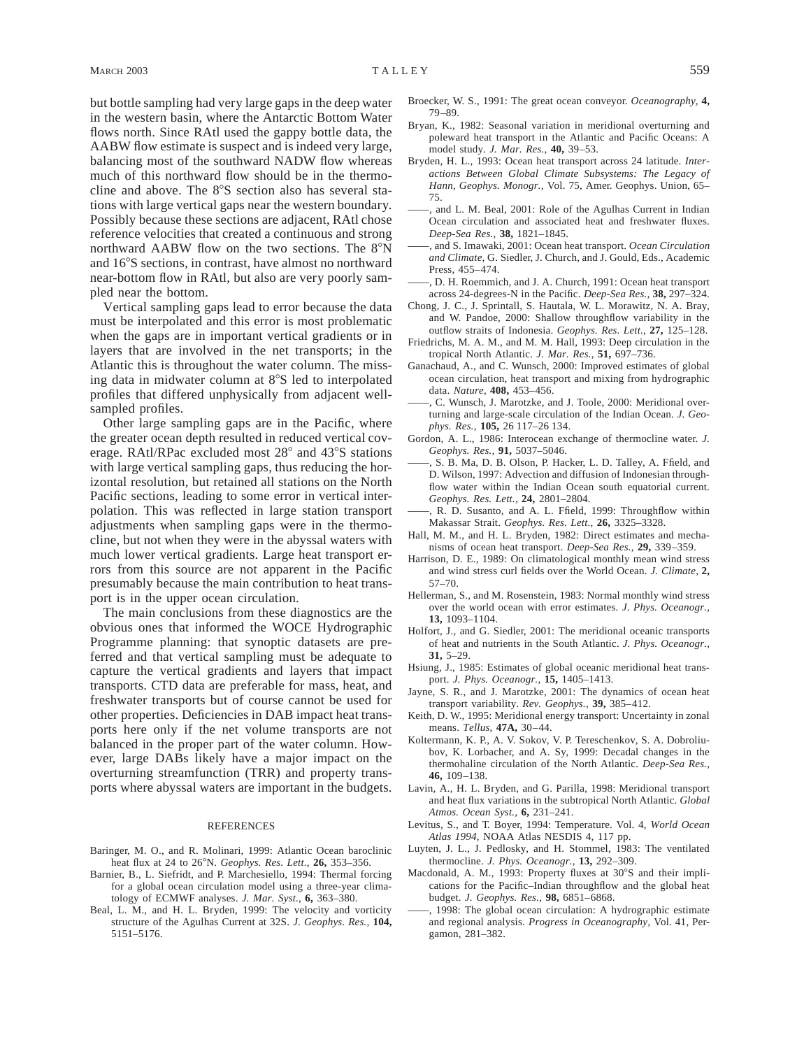but bottle sampling had very large gaps in the deep water in the western basin, where the Antarctic Bottom Water flows north. Since RAtl used the gappy bottle data, the AABW flow estimate is suspect and is indeed very large, balancing most of the southward NADW flow whereas much of this northward flow should be in the thermocline and above. The 8°S section also has several stations with large vertical gaps near the western boundary. Possibly because these sections are adjacent, RAtl chose reference velocities that created a continuous and strong northward AABW flow on the two sections. The 8°N and 16°S sections, in contrast, have almost no northward near-bottom flow in RAtl, but also are very poorly sampled near the bottom.

Vertical sampling gaps lead to error because the data must be interpolated and this error is most problematic when the gaps are in important vertical gradients or in layers that are involved in the net transports; in the Atlantic this is throughout the water column. The missing data in midwater column at 8°S led to interpolated profiles that differed unphysically from adjacent well-sampled profiles.

Other large sampling gaps are in the Pacific, where the greater ocean depth resulted in reduced vertical coverage. RAtl/RPac excluded most 28° and 43°S stations with large vertical sampling gaps, thus reducing the horizontal resolution, but retained all stations on the North Pacific sections, leading to some error in vertical interpolation. This was reflected in large station transport adjustments when sampling gaps were in the thermocline, but not when they were in the abyssal waters with much lower vertical gradients. Large heat transport errors from this source are not apparent in the Pacific presumably because the main contribution to heat transport is in the upper ocean circulation.

The main conclusions from these diagnostics are the obvious ones that informed the WOCE Hydrographic Programme planning: that synoptic datasets are preferred and that vertical sampling must be adequate to capture the vertical gradients and layers that impact transports. CTD data are preferable for mass, heat, and freshwater transports but of course cannot be used for other properties. Deficiencies in DAB impact heat transports here only if the net volume transports are not balanced in the proper part of the water column. However, large DABs likely have a major impact on the overturning streamfunction (TRR) and property transports where abyssal waters are important in the budgets.

## REFERENCES

Baringer, M. O., and R. Molinari, 1999: Atlantic Ocean baroclinic heat flux at 24 to 26°N. *Geophys. Res. Lett.,* **26,** 353–356.

Barnier, B., L. Siefridt, and P. Marchesiello, 1994: Thermal forcing for a global ocean circulation model using a three-year climatology of ECMWF analyses. *J. Mar. Syst.,* **6,** 363–380.

Beal, L. M., and H. L. Bryden, 1999: The velocity and vorticity structure of the Agulhas Current at 32S. *J. Geophys. Res.,* **104,** 5151–5176.

Broecker, W. S., 1991: The great ocean conveyor. *Oceanography,* **4,** 79–89.

Bryan, K., 1982: Seasonal variation in meridional overturning and poleward heat transport in the Atlantic and Pacific Oceans: A model study. *J. Mar. Res.,* **40,** 39–53.

Bryden, H. L., 1993: Ocean heat transport across 24 latitude. *Interactions Between Global Climate Subsystems: The Legacy of Hann, Geophys. Monogr.,* Vol. 75, Amer. Geophys. Union, 65–75.

——, and L. M. Beal, 2001: Role of the Agulhas Current in Indian Ocean circulation and associated heat and freshwater fluxes. *Deep-Sea Res.,* **38,** 1821–1845.

——, and S. Imawaki, 2001: Ocean heat transport. *Ocean Circulation and Climate,* G. Siedler, J. Church, and J. Gould, Eds., Academic Press, 455–474.

——, D. H. Roemmich, and J. A. Church, 1991: Ocean heat transport across 24-degrees-N in the Pacific. *Deep-Sea Res.,* **38,** 297–324.

Chong, J. C., J. Sprintall, S. Hautala, W. L. Morawitz, N. A. Bray, and W. Pandoe, 2000: Shallow throughflow variability in the outflow straits of Indonesia. *Geophys. Res. Lett.,* **27,** 125–128.

Friedrichs, M. A. M., and M. M. Hall, 1993: Deep circulation in the tropical North Atlantic. *J. Mar. Res.,* **51,** 697–736.

Ganachaud, A., and C. Wunsch, 2000: Improved estimates of global ocean circulation, heat transport and mixing from hydrographic data. *Nature,* **408,** 453–456.

——, C. Wunsch, J. Marotzke, and J. Toole, 2000: Meridional overturning and large-scale circulation of the Indian Ocean. *J. Geophys. Res.,* **105,** 26 117–26 134.

Gordon, A. L., 1986: Interocean exchange of thermocline water. *J. Geophys. Res.,* **91,** 5037–5046.

——, S. B. Ma, D. B. Olson, P. Hacker, L. D. Talley, A. Ffield, and D. Wilson, 1997: Advection and diffusion of Indonesian throughflow water within the Indian Ocean south equatorial current. *Geophys. Res. Lett.,* **24,** 2801–2804.

——, R. D. Susanto, and A. L. Ffield, 1999: Throughflow within Makassar Strait. *Geophys. Res. Lett.,* **26,** 3325–3328.

Hall, M. M., and H. L. Bryden, 1982: Direct estimates and mechanisms of ocean heat transport. *Deep-Sea Res.,* **29,** 339–359.

Harrison, D. E., 1989: On climatological monthly mean wind stress and wind stress curl fields over the World Ocean. *J. Climate,* **2,** 57–70.

Hellerman, S., and M. Rosenstein, 1983: Normal monthly wind stress over the world ocean with error estimates. *J. Phys. Oceanogr.,* **13,** 1093–1104.

Holfort, J., and G. Siedler, 2001: The meridional oceanic transports of heat and nutrients in the South Atlantic. *J. Phys. Oceanogr.,* **31,** 5–29.

Hsiung, J., 1985: Estimates of global oceanic meridional heat transport. *J. Phys. Oceanogr.,* **15,** 1405–1413.

Jayne, S. R., and J. Marotzke, 2001: The dynamics of ocean heat transport variability. *Rev. Geophys.,* **39,** 385–412.

Keith, D. W., 1995: Meridional energy transport: Uncertainty in zonal means. *Tellus,* **47A,** 30–44.

Koltermann, K. P., A. V. Sokov, V. P. Tereschenkov, S. A. Dobroliubov, K. Lorbacher, and A. Sy, 1999: Decadal changes in the thermohaline circulation of the North Atlantic. *Deep-Sea Res.,* **46,** 109–138.

Lavin, A., H. L. Bryden, and G. Parilla, 1998: Meridional transport and heat flux variations in the subtropical North Atlantic. *Global Atmos. Ocean Syst.,* **6,** 231–241.

Levitus, S., and T. Boyer, 1994: Temperature. Vol. 4, *World Ocean Atlas 1994,* NOAA Atlas NESDIS 4, 117 pp.

Luyten, J. L., J. Pedlosky, and H. Stommel, 1983: The ventilated thermocline. *J. Phys. Oceanogr.,* **13,** 292–309.

Macdonald, A. M., 1993: Property fluxes at 30°S and their implications for the Pacific–Indian throughflow and the global heat budget. *J. Geophys. Res.,* **98,** 6851–6868.

——, 1998: The global ocean circulation: A hydrographic estimate and regional analysis. *Progress in Oceanography,* Vol. 41, Pergamon, 281–382.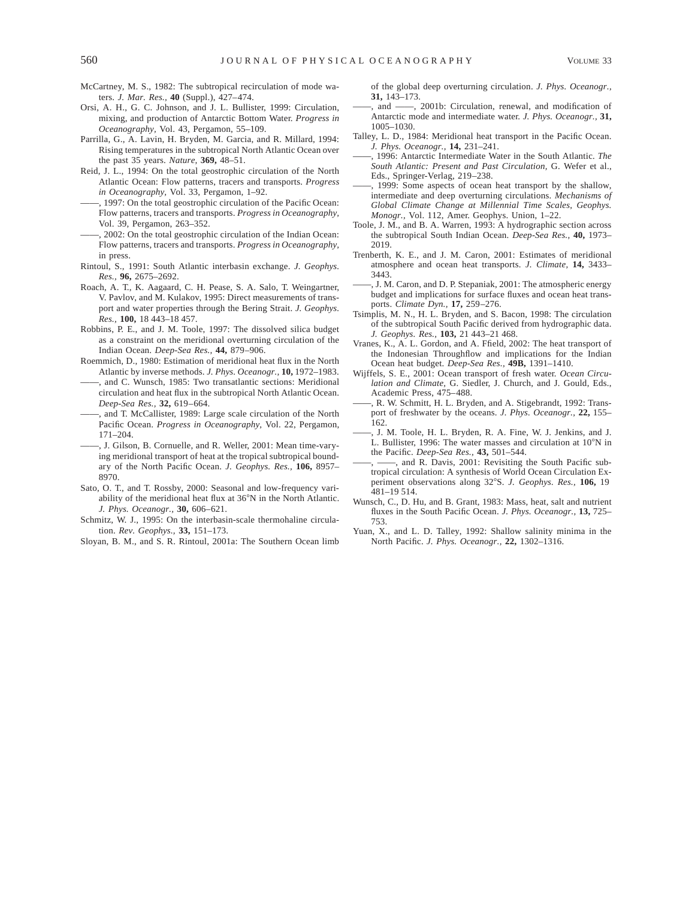McCartney, M. S., 1982: The subtropical recirculation of mode waters. *J. Mar. Res.,* **40** (Suppl.), 427–474.

Orsi, A. H., G. C. Johnson, and J. L. Bullister, 1999: Circulation, mixing, and production of Antarctic Bottom Water. *Progress in Oceanography,* Vol. 43, Pergamon, 55–109.

Parrilla, G., A. Lavin, H. Bryden, M. Garcia, and R. Millard, 1994: Rising temperatures in the subtropical North Atlantic Ocean over the past 35 years. *Nature,* **369,** 48–51.

Reid, J. L., 1994: On the total geostrophic circulation of the North Atlantic Ocean: Flow patterns, tracers and transports. *Progress in Oceanography,* Vol. 33, Pergamon, 1–92.

——, 1997: On the total geostrophic circulation of the Pacific Ocean: Flow patterns, tracers and transports. *Progress in Oceanography,* Vol. 39, Pergamon, 263–352.

——, 2002: On the total geostrophic circulation of the Indian Ocean: Flow patterns, tracers and transports. *Progress in Oceanography,* in press.

Rintoul, S., 1991: South Atlantic interbasin exchange. *J. Geophys. Res.,* **96,** 2675–2692.

Roach, A. T., K. Aagaard, C. H. Pease, S. A. Salo, T. Weingartner, V. Pavlov, and M. Kulakov, 1995: Direct measurements of transport and water properties through the Bering Strait. *J. Geophys. Res.,* **100,** 18 443–18 457.

Robbins, P. E., and J. M. Toole, 1997: The dissolved silica budget as a constraint on the meridional overturning circulation of the Indian Ocean. *Deep-Sea Res.,* **44,** 879–906.

Roemmich, D., 1980: Estimation of meridional heat flux in the North Atlantic by inverse methods. *J. Phys. Oceanogr.,* **10,** 1972–1983.

——, and C. Wunsch, 1985: Two transatlantic sections: Meridional circulation and heat flux in the subtropical North Atlantic Ocean. *Deep-Sea Res.,* **32,** 619–664.

——, and T. McCallister, 1989: Large scale circulation of the North Pacific Ocean. *Progress in Oceanography,* Vol. 22, Pergamon, 171–204.

——, J. Gilson, B. Cornuelle, and R. Weller, 2001: Mean time-varying meridional transport of heat at the tropical subtropical boundary of the North Pacific Ocean. *J. Geophys. Res.,* **106,** 8957–8970.

Sato, O. T., and T. Rossby, 2000: Seasonal and low-frequency variability of the meridional heat flux at 36°N in the North Atlantic. *J. Phys. Oceanogr.,* **30,** 606–621.

Schmitz, W. J., 1995: On the interbasin-scale thermohaline circulation. *Rev. Geophys.,* **33,** 151–173.

Sloyan, B. M., and S. R. Rintoul, 2001a: The Southern Ocean limb of the global deep overturning circulation. *J. Phys. Oceanogr.,* **31,** 143–173.

——, and ——, 2001b: Circulation, renewal, and modification of Antarctic mode and intermediate water. *J. Phys. Oceanogr.,* **31,** 1005–1030.

Talley, L. D., 1984: Meridional heat transport in the Pacific Ocean. *J. Phys. Oceanogr.,* **14,** 231–241.

——, 1996: Antarctic Intermediate Water in the South Atlantic. *The South Atlantic: Present and Past Circulation,* G. Wefer et al., Eds., Springer-Verlag, 219–238.

——, 1999: Some aspects of ocean heat transport by the shallow, intermediate and deep overturning circulations. *Mechanisms of Global Climate Change at Millennial Time Scales, Geophys. Monogr.,* Vol. 112, Amer. Geophys. Union, 1–22.

Toole, J. M., and B. A. Warren, 1993: A hydrographic section across the subtropical South Indian Ocean. *Deep-Sea Res.,* **40,** 1973–2019.

Trenberth, K. E., and J. M. Caron, 2001: Estimates of meridional atmosphere and ocean heat transports. *J. Climate,* **14,** 3433–3443.

——, J. M. Caron, and D. P. Stepaniak, 2001: The atmospheric energy budget and implications for surface fluxes and ocean heat transports. *Climate Dyn.,* **17,** 259–276.

Tsimplis, M. N., H. L. Bryden, and S. Bacon, 1998: The circulation of the subtropical South Pacific derived from hydrographic data. *J. Geophys. Res.,* **103,** 21 443–21 468.

Vranes, K., A. L. Gordon, and A. Ffield, 2002: The heat transport of the Indonesian Throughflow and implications for the Indian Ocean heat budget. *Deep-Sea Res.,* **49B,** 1391–1410.

Wijffels, S. E., 2001: Ocean transport of fresh water. *Ocean Circulation and Climate,* G. Siedler, J. Church, and J. Gould, Eds., Academic Press, 475–488.

——, R. W. Schmitt, H. L. Bryden, and A. Stigebrandt, 1992: Transport of freshwater by the oceans. *J. Phys. Oceanogr.,* **22,** 155–162.

——, J. M. Toole, H. L. Bryden, R. A. Fine, W. J. Jenkins, and J. L. Bullister, 1996: The water masses and circulation at 10°N in the Pacific. *Deep-Sea Res.,* **43,** 501–544.

——, ——, and R. Davis, 2001: Revisiting the South Pacific subtropical circulation: A synthesis of World Ocean Circulation Experiment observations along 32°S. *J. Geophys. Res.,* **106,** 19 481–19 514.

Wunsch, C., D. Hu, and B. Grant, 1983: Mass, heat, salt and nutrient fluxes in the South Pacific Ocean. *J. Phys. Oceanogr.,* **13,** 725–753.

Yuan, X., and L. D. Talley, 1992: Shallow salinity minima in the North Pacific. *J. Phys. Oceanogr.,* **22,** 1302–1316.